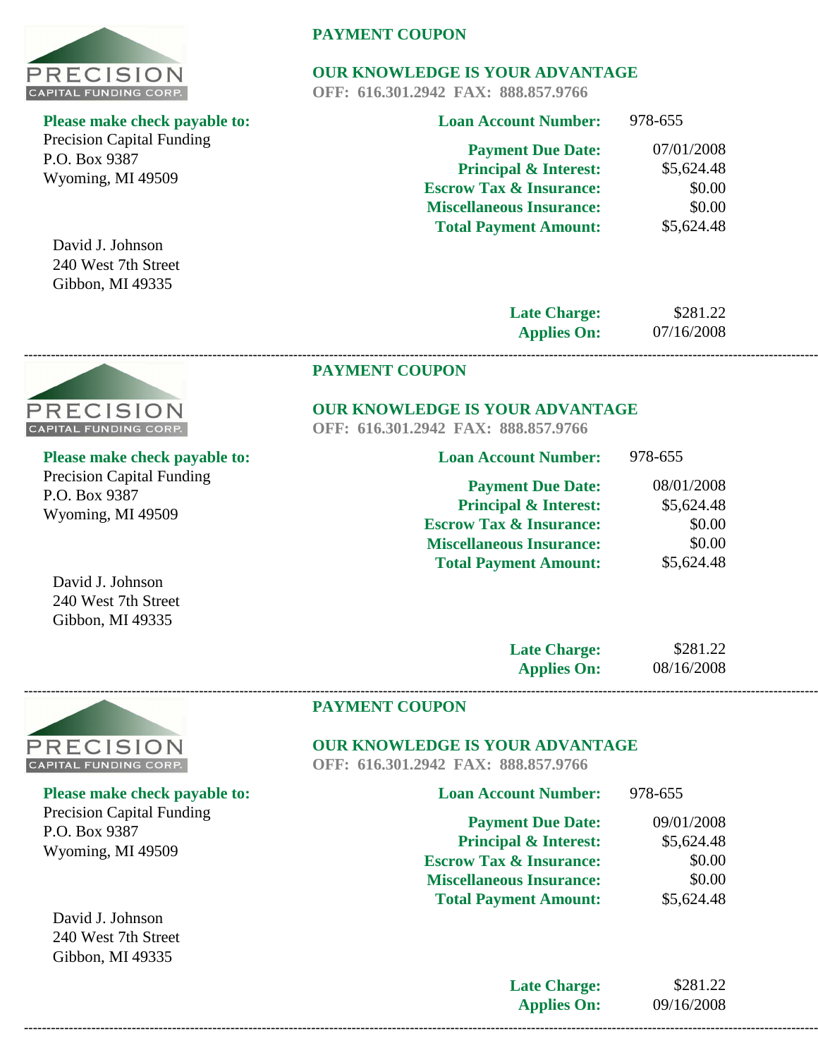PRECISION
CAPITAL FUNDING CORP.

**PAYMENT COUPON**

**OUR KNOWLEDGE IS YOUR ADVANTAGE**
**OFF: 616.301.2942 FAX: 888.857.9766**

**Please make check payable to:**
Precision Capital Funding
P.O. Box 9387
Wyoming, MI 49509

David J. Johnson
240 West 7th Street
Gibbon, MI 49335

| | |
|---|---|
| **Loan Account Number:** | 978-655 |
| **Payment Due Date:** | 07/01/2008 |
| **Principal & Interest:** | $5,624.48 |
| **Escrow Tax & Insurance:** | $0.00 |
| **Miscellaneous Insurance:** | $0.00 |
| **Total Payment Amount:** | $5,624.48 |
| **Late Charge:** | $281.22 |
| **Applies On:** | 07/16/2008 |

---

PRECISION
CAPITAL FUNDING CORP.

**PAYMENT COUPON**

**OUR KNOWLEDGE IS YOUR ADVANTAGE**
**OFF: 616.301.2942 FAX: 888.857.9766**

**Please make check payable to:**
Precision Capital Funding
P.O. Box 9387
Wyoming, MI 49509

David J. Johnson
240 West 7th Street
Gibbon, MI 49335

| | |
|---|---|
| **Loan Account Number:** | 978-655 |
| **Payment Due Date:** | 08/01/2008 |
| **Principal & Interest:** | $5,624.48 |
| **Escrow Tax & Insurance:** | $0.00 |
| **Miscellaneous Insurance:** | $0.00 |
| **Total Payment Amount:** | $5,624.48 |
| **Late Charge:** | $281.22 |
| **Applies On:** | 08/16/2008 |

---

PRECISION
CAPITAL FUNDING CORP.

**PAYMENT COUPON**

**OUR KNOWLEDGE IS YOUR ADVANTAGE**
**OFF: 616.301.2942 FAX: 888.857.9766**

**Please make check payable to:**
Precision Capital Funding
P.O. Box 9387
Wyoming, MI 49509

David J. Johnson
240 West 7th Street
Gibbon, MI 49335

| | |
|---|---|
| **Loan Account Number:** | 978-655 |
| **Payment Due Date:** | 09/01/2008 |
| **Principal & Interest:** | $5,624.48 |
| **Escrow Tax & Insurance:** | $0.00 |
| **Miscellaneous Insurance:** | $0.00 |
| **Total Payment Amount:** | $5,624.48 |
| **Late Charge:** | $281.22 |
| **Applies On:** | 09/16/2008 |

---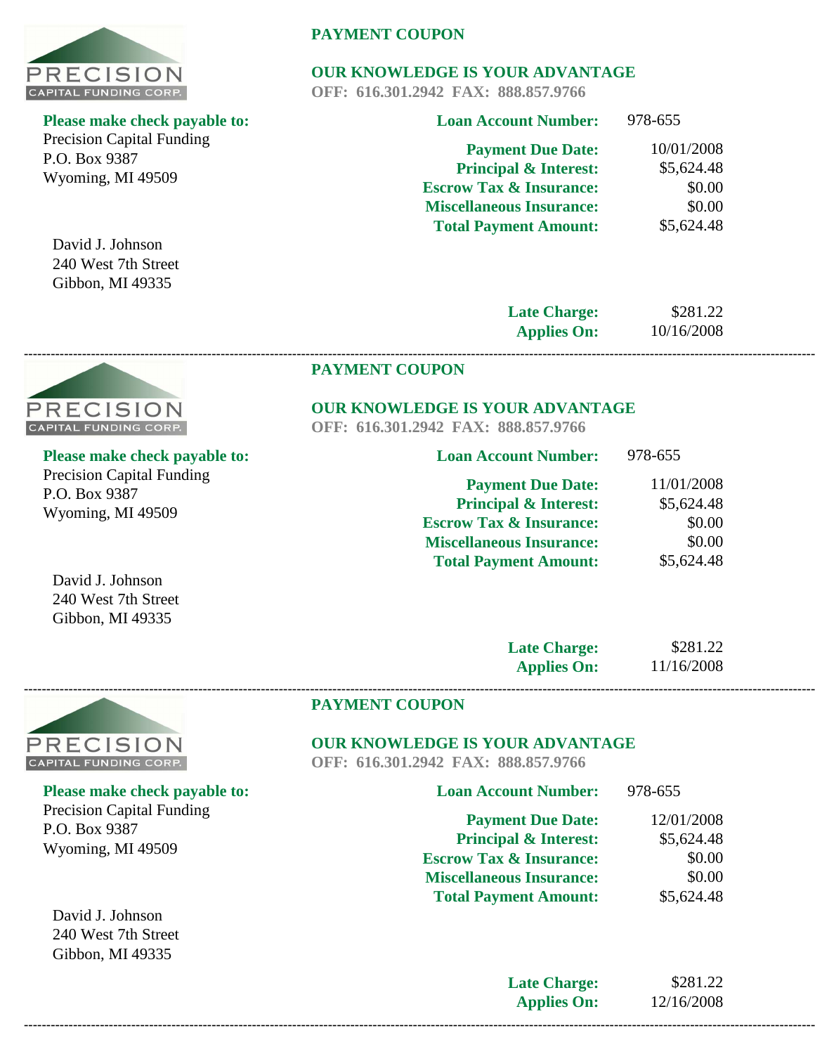PRECISION
CAPITAL FUNDING CORP.

**Please make check payable to:**
Precision Capital Funding
P.O. Box 9387
Wyoming, MI 49509

David J. Johnson
240 West 7th Street
Gibbon, MI 49335

**PAYMENT COUPON**

**OUR KNOWLEDGE IS YOUR ADVANTAGE**
**OFF: 616.301.2942 FAX: 888.857.9766**

| | |
|---|---|
| **Loan Account Number:** | 978-655 |
| **Payment Due Date:** | 10/01/2008 |
| **Principal & Interest:** | $5,624.48 |
| **Escrow Tax & Insurance:** | $0.00 |
| **Miscellaneous Insurance:** | $0.00 |
| **Total Payment Amount:** | $5,624.48 |
| **Late Charge:** | $281.22 |
| **Applies On:** | 10/16/2008 |

---

PRECISION
CAPITAL FUNDING CORP.

**Please make check payable to:**
Precision Capital Funding
P.O. Box 9387
Wyoming, MI 49509

David J. Johnson
240 West 7th Street
Gibbon, MI 49335

**PAYMENT COUPON**

**OUR KNOWLEDGE IS YOUR ADVANTAGE**
**OFF: 616.301.2942 FAX: 888.857.9766**

| | |
|---|---|
| **Loan Account Number:** | 978-655 |
| **Payment Due Date:** | 11/01/2008 |
| **Principal & Interest:** | $5,624.48 |
| **Escrow Tax & Insurance:** | $0.00 |
| **Miscellaneous Insurance:** | $0.00 |
| **Total Payment Amount:** | $5,624.48 |
| **Late Charge:** | $281.22 |
| **Applies On:** | 11/16/2008 |

---

PRECISION
CAPITAL FUNDING CORP.

**Please make check payable to:**
Precision Capital Funding
P.O. Box 9387
Wyoming, MI 49509

David J. Johnson
240 West 7th Street
Gibbon, MI 49335

**PAYMENT COUPON**

**OUR KNOWLEDGE IS YOUR ADVANTAGE**
**OFF: 616.301.2942 FAX: 888.857.9766**

| | |
|---|---|
| **Loan Account Number:** | 978-655 |
| **Payment Due Date:** | 12/01/2008 |
| **Principal & Interest:** | $5,624.48 |
| **Escrow Tax & Insurance:** | $0.00 |
| **Miscellaneous Insurance:** | $0.00 |
| **Total Payment Amount:** | $5,624.48 |
| **Late Charge:** | $281.22 |
| **Applies On:** | 12/16/2008 |

---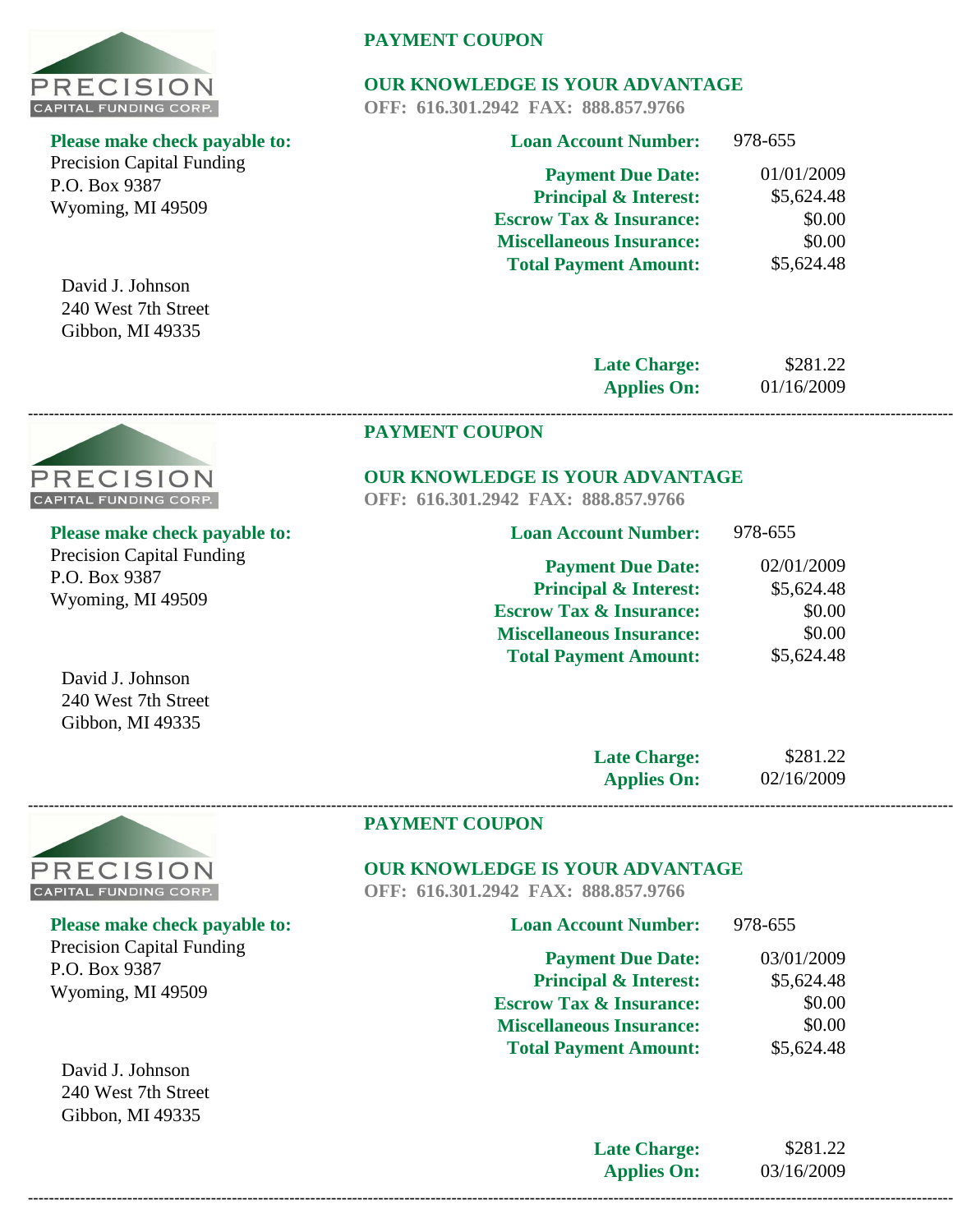PRECISION
CAPITAL FUNDING CORP.

**PAYMENT COUPON**

**OUR KNOWLEDGE IS YOUR ADVANTAGE**
**OFF: 616.301.2942 FAX: 888.857.9766**

**Please make check payable to:**
Precision Capital Funding
P.O. Box 9387
Wyoming, MI 49509

David J. Johnson
240 West 7th Street
Gibbon, MI 49335

| | |
|---|---|
| **Loan Account Number:** | 978-655 |
| **Payment Due Date:** | 01/01/2009 |
| **Principal & Interest:** | $5,624.48 |
| **Escrow Tax & Insurance:** | $0.00 |
| **Miscellaneous Insurance:** | $0.00 |
| **Total Payment Amount:** | $5,624.48 |
| **Late Charge:** | $281.22 |
| **Applies On:** | 01/16/2009 |

---

PRECISION
CAPITAL FUNDING CORP.

**PAYMENT COUPON**

**OUR KNOWLEDGE IS YOUR ADVANTAGE**
**OFF: 616.301.2942 FAX: 888.857.9766**

**Please make check payable to:**
Precision Capital Funding
P.O. Box 9387
Wyoming, MI 49509

David J. Johnson
240 West 7th Street
Gibbon, MI 49335

| | |
|---|---|
| **Loan Account Number:** | 978-655 |
| **Payment Due Date:** | 02/01/2009 |
| **Principal & Interest:** | $5,624.48 |
| **Escrow Tax & Insurance:** | $0.00 |
| **Miscellaneous Insurance:** | $0.00 |
| **Total Payment Amount:** | $5,624.48 |
| **Late Charge:** | $281.22 |
| **Applies On:** | 02/16/2009 |

---

PRECISION
CAPITAL FUNDING CORP.

**PAYMENT COUPON**

**OUR KNOWLEDGE IS YOUR ADVANTAGE**
**OFF: 616.301.2942 FAX: 888.857.9766**

**Please make check payable to:**
Precision Capital Funding
P.O. Box 9387
Wyoming, MI 49509

David J. Johnson
240 West 7th Street
Gibbon, MI 49335

| | |
|---|---|
| **Loan Account Number:** | 978-655 |
| **Payment Due Date:** | 03/01/2009 |
| **Principal & Interest:** | $5,624.48 |
| **Escrow Tax & Insurance:** | $0.00 |
| **Miscellaneous Insurance:** | $0.00 |
| **Total Payment Amount:** | $5,624.48 |
| **Late Charge:** | $281.22 |
| **Applies On:** | 03/16/2009 |

---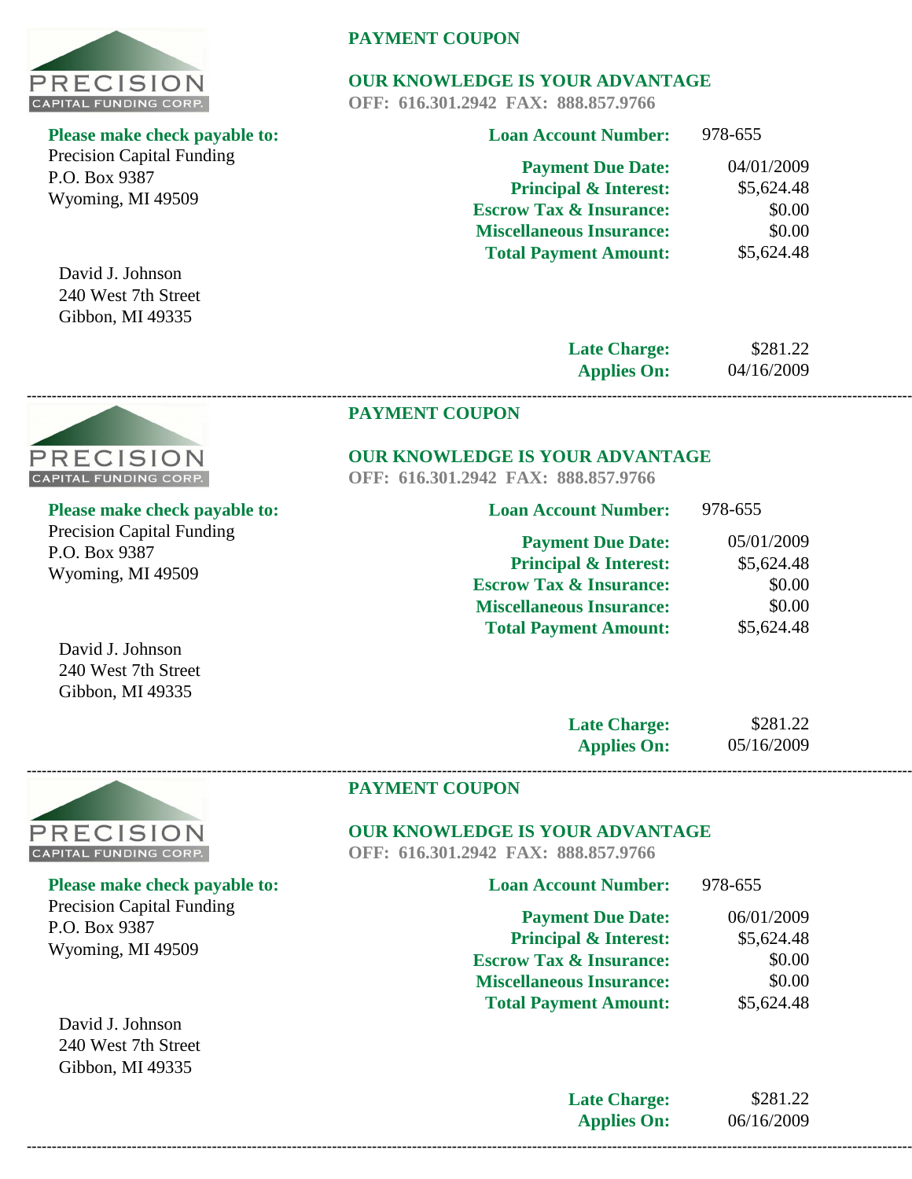PRECISION
CAPITAL FUNDING CORP.

**PAYMENT COUPON**

**OUR KNOWLEDGE IS YOUR ADVANTAGE**
**OFF: 616.301.2942 FAX: 888.857.9766**

**Please make check payable to:**
Precision Capital Funding
P.O. Box 9387
Wyoming, MI 49509

David J. Johnson
240 West 7th Street
Gibbon, MI 49335

| | |
|---|---|
| **Loan Account Number:** | 978-655 |
| **Payment Due Date:** | 04/01/2009 |
| **Principal & Interest:** | $5,624.48 |
| **Escrow Tax & Insurance:** | $0.00 |
| **Miscellaneous Insurance:** | $0.00 |
| **Total Payment Amount:** | $5,624.48 |
| **Late Charge:** | $281.22 |
| **Applies On:** | 04/16/2009 |

---

PRECISION
CAPITAL FUNDING CORP.

**PAYMENT COUPON**

**OUR KNOWLEDGE IS YOUR ADVANTAGE**
**OFF: 616.301.2942 FAX: 888.857.9766**

**Please make check payable to:**
Precision Capital Funding
P.O. Box 9387
Wyoming, MI 49509

David J. Johnson
240 West 7th Street
Gibbon, MI 49335

| | |
|---|---|
| **Loan Account Number:** | 978-655 |
| **Payment Due Date:** | 05/01/2009 |
| **Principal & Interest:** | $5,624.48 |
| **Escrow Tax & Insurance:** | $0.00 |
| **Miscellaneous Insurance:** | $0.00 |
| **Total Payment Amount:** | $5,624.48 |
| **Late Charge:** | $281.22 |
| **Applies On:** | 05/16/2009 |

---

PRECISION
CAPITAL FUNDING CORP.

**PAYMENT COUPON**

**OUR KNOWLEDGE IS YOUR ADVANTAGE**
**OFF: 616.301.2942 FAX: 888.857.9766**

**Please make check payable to:**
Precision Capital Funding
P.O. Box 9387
Wyoming, MI 49509

David J. Johnson
240 West 7th Street
Gibbon, MI 49335

| | |
|---|---|
| **Loan Account Number:** | 978-655 |
| **Payment Due Date:** | 06/01/2009 |
| **Principal & Interest:** | $5,624.48 |
| **Escrow Tax & Insurance:** | $0.00 |
| **Miscellaneous Insurance:** | $0.00 |
| **Total Payment Amount:** | $5,624.48 |
| **Late Charge:** | $281.22 |
| **Applies On:** | 06/16/2009 |

---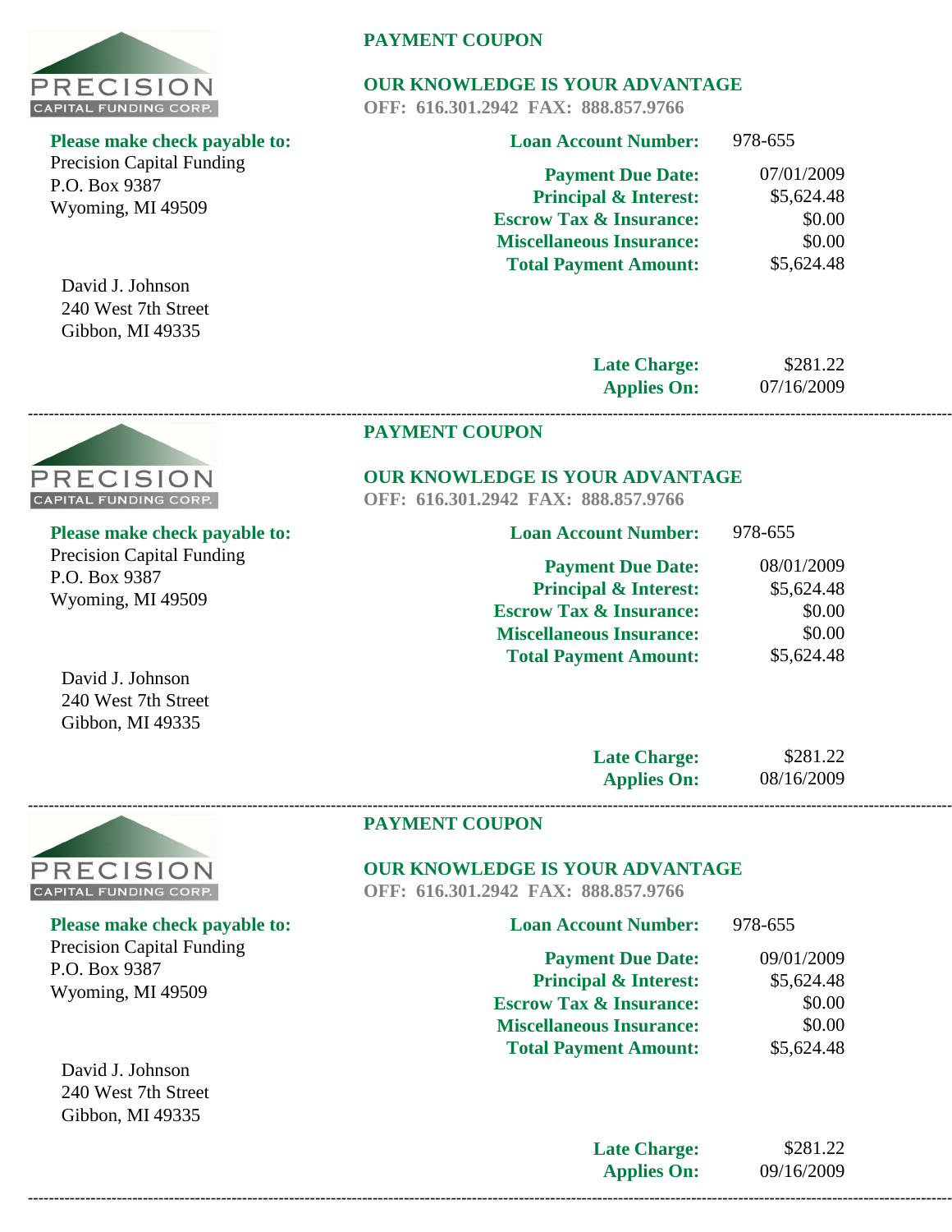PRECISION
CAPITAL FUNDING CORP.

**PAYMENT COUPON**

**OUR KNOWLEDGE IS YOUR ADVANTAGE**
**OFF: 616.301.2942 FAX: 888.857.9766**

**Please make check payable to:**
Precision Capital Funding
P.O. Box 9387
Wyoming, MI 49509

David J. Johnson
240 West 7th Street
Gibbon, MI 49335

| | |
|---|---|
| **Loan Account Number:** | 978-655 |
| **Payment Due Date:** | 07/01/2009 |
| **Principal & Interest:** | $5,624.48 |
| **Escrow Tax & Insurance:** | $0.00 |
| **Miscellaneous Insurance:** | $0.00 |
| **Total Payment Amount:** | $5,624.48 |
| **Late Charge:** | $281.22 |
| **Applies On:** | 07/16/2009 |

---

PRECISION
CAPITAL FUNDING CORP.

**PAYMENT COUPON**

**OUR KNOWLEDGE IS YOUR ADVANTAGE**
**OFF: 616.301.2942 FAX: 888.857.9766**

**Please make check payable to:**
Precision Capital Funding
P.O. Box 9387
Wyoming, MI 49509

David J. Johnson
240 West 7th Street
Gibbon, MI 49335

| | |
|---|---|
| **Loan Account Number:** | 978-655 |
| **Payment Due Date:** | 08/01/2009 |
| **Principal & Interest:** | $5,624.48 |
| **Escrow Tax & Insurance:** | $0.00 |
| **Miscellaneous Insurance:** | $0.00 |
| **Total Payment Amount:** | $5,624.48 |
| **Late Charge:** | $281.22 |
| **Applies On:** | 08/16/2009 |

---

PRECISION
CAPITAL FUNDING CORP.

**PAYMENT COUPON**

**OUR KNOWLEDGE IS YOUR ADVANTAGE**
**OFF: 616.301.2942 FAX: 888.857.9766**

**Please make check payable to:**
Precision Capital Funding
P.O. Box 9387
Wyoming, MI 49509

David J. Johnson
240 West 7th Street
Gibbon, MI 49335

| | |
|---|---|
| **Loan Account Number:** | 978-655 |
| **Payment Due Date:** | 09/01/2009 |
| **Principal & Interest:** | $5,624.48 |
| **Escrow Tax & Insurance:** | $0.00 |
| **Miscellaneous Insurance:** | $0.00 |
| **Total Payment Amount:** | $5,624.48 |
| **Late Charge:** | $281.22 |
| **Applies On:** | 09/16/2009 |

---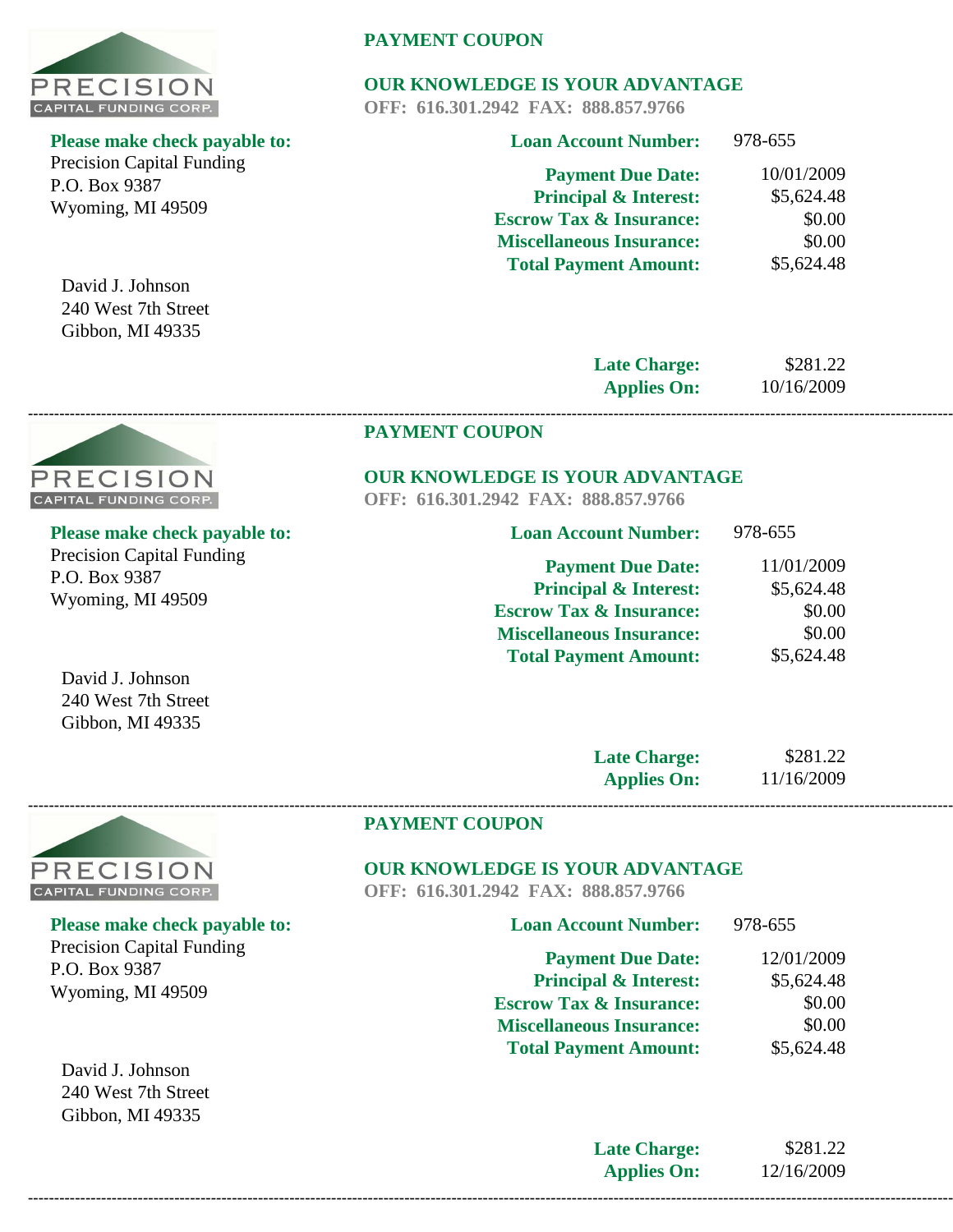PRECISION
CAPITAL FUNDING CORP.

**PAYMENT COUPON**

**OUR KNOWLEDGE IS YOUR ADVANTAGE**
**OFF: 616.301.2942 FAX: 888.857.9766**

**Please make check payable to:**
Precision Capital Funding
P.O. Box 9387
Wyoming, MI 49509

David J. Johnson
240 West 7th Street
Gibbon, MI 49335

| | |
|---|---|
| **Loan Account Number:** | 978-655 |
| **Payment Due Date:** | 10/01/2009 |
| **Principal & Interest:** | $5,624.48 |
| **Escrow Tax & Insurance:** | $0.00 |
| **Miscellaneous Insurance:** | $0.00 |
| **Total Payment Amount:** | $5,624.48 |
| **Late Charge:** | $281.22 |
| **Applies On:** | 10/16/2009 |

---

PRECISION
CAPITAL FUNDING CORP.

**PAYMENT COUPON**

**OUR KNOWLEDGE IS YOUR ADVANTAGE**
**OFF: 616.301.2942 FAX: 888.857.9766**

**Please make check payable to:**
Precision Capital Funding
P.O. Box 9387
Wyoming, MI 49509

David J. Johnson
240 West 7th Street
Gibbon, MI 49335

| | |
|---|---|
| **Loan Account Number:** | 978-655 |
| **Payment Due Date:** | 11/01/2009 |
| **Principal & Interest:** | $5,624.48 |
| **Escrow Tax & Insurance:** | $0.00 |
| **Miscellaneous Insurance:** | $0.00 |
| **Total Payment Amount:** | $5,624.48 |
| **Late Charge:** | $281.22 |
| **Applies On:** | 11/16/2009 |

---

PRECISION
CAPITAL FUNDING CORP.

**PAYMENT COUPON**

**OUR KNOWLEDGE IS YOUR ADVANTAGE**
**OFF: 616.301.2942 FAX: 888.857.9766**

**Please make check payable to:**
Precision Capital Funding
P.O. Box 9387
Wyoming, MI 49509

David J. Johnson
240 West 7th Street
Gibbon, MI 49335

| | |
|---|---|
| **Loan Account Number:** | 978-655 |
| **Payment Due Date:** | 12/01/2009 |
| **Principal & Interest:** | $5,624.48 |
| **Escrow Tax & Insurance:** | $0.00 |
| **Miscellaneous Insurance:** | $0.00 |
| **Total Payment Amount:** | $5,624.48 |
| **Late Charge:** | $281.22 |
| **Applies On:** | 12/16/2009 |

---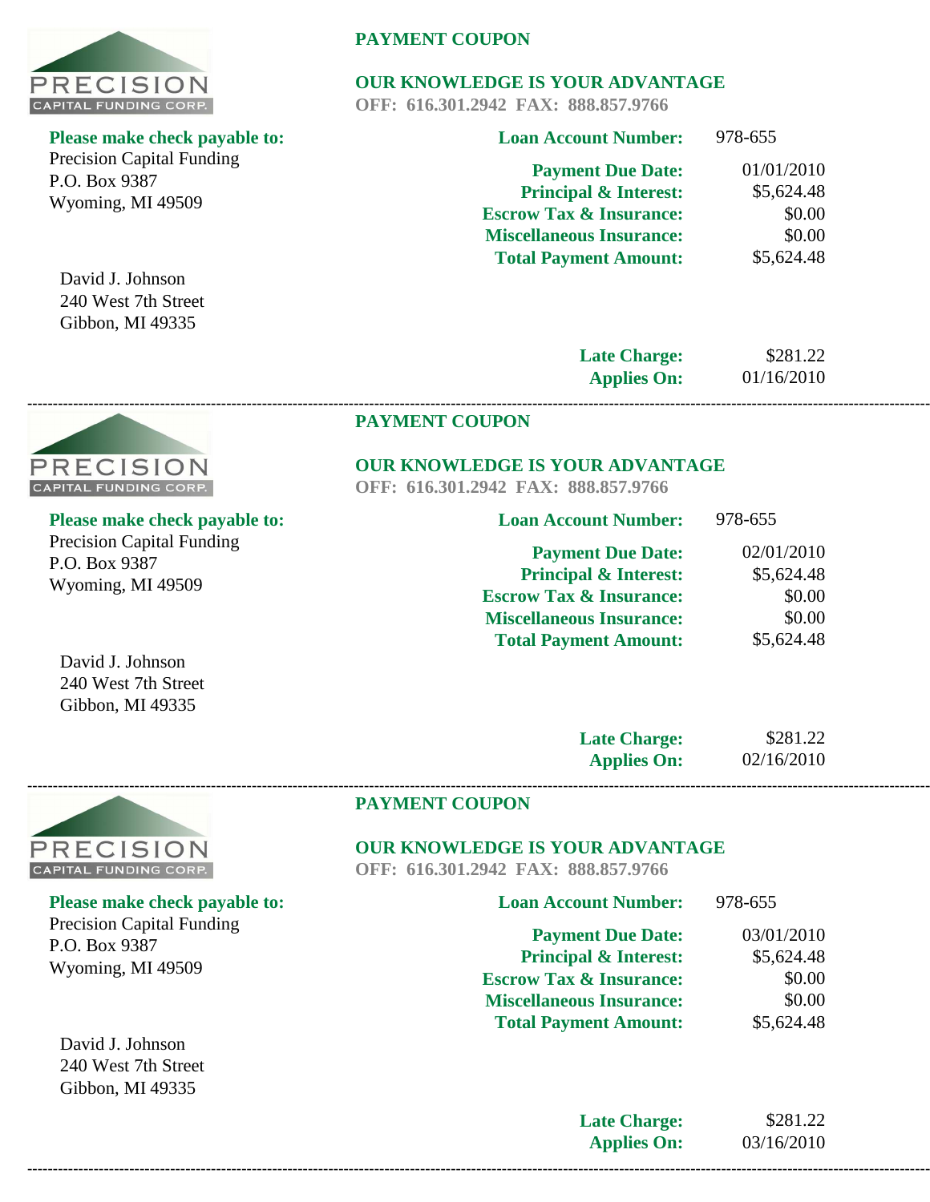PRECISION
CAPITAL FUNDING CORP.

**PAYMENT COUPON**

**OUR KNOWLEDGE IS YOUR ADVANTAGE**
**OFF: 616.301.2942 FAX: 888.857.9766**

**Please make check payable to:**
Precision Capital Funding
P.O. Box 9387
Wyoming, MI 49509

David J. Johnson
240 West 7th Street
Gibbon, MI 49335

| | |
|---|---|
| **Loan Account Number:** | 978-655 |
| **Payment Due Date:** | 01/01/2010 |
| **Principal & Interest:** | $5,624.48 |
| **Escrow Tax & Insurance:** | $0.00 |
| **Miscellaneous Insurance:** | $0.00 |
| **Total Payment Amount:** | $5,624.48 |
| **Late Charge:** | $281.22 |
| **Applies On:** | 01/16/2010 |

---

PRECISION
CAPITAL FUNDING CORP.

**PAYMENT COUPON**

**OUR KNOWLEDGE IS YOUR ADVANTAGE**
**OFF: 616.301.2942 FAX: 888.857.9766**

**Please make check payable to:**
Precision Capital Funding
P.O. Box 9387
Wyoming, MI 49509

David J. Johnson
240 West 7th Street
Gibbon, MI 49335

| | |
|---|---|
| **Loan Account Number:** | 978-655 |
| **Payment Due Date:** | 02/01/2010 |
| **Principal & Interest:** | $5,624.48 |
| **Escrow Tax & Insurance:** | $0.00 |
| **Miscellaneous Insurance:** | $0.00 |
| **Total Payment Amount:** | $5,624.48 |
| **Late Charge:** | $281.22 |
| **Applies On:** | 02/16/2010 |

---

PRECISION
CAPITAL FUNDING CORP.

**PAYMENT COUPON**

**OUR KNOWLEDGE IS YOUR ADVANTAGE**
**OFF: 616.301.2942 FAX: 888.857.9766**

**Please make check payable to:**
Precision Capital Funding
P.O. Box 9387
Wyoming, MI 49509

David J. Johnson
240 West 7th Street
Gibbon, MI 49335

| | |
|---|---|
| **Loan Account Number:** | 978-655 |
| **Payment Due Date:** | 03/01/2010 |
| **Principal & Interest:** | $5,624.48 |
| **Escrow Tax & Insurance:** | $0.00 |
| **Miscellaneous Insurance:** | $0.00 |
| **Total Payment Amount:** | $5,624.48 |
| **Late Charge:** | $281.22 |
| **Applies On:** | 03/16/2010 |

---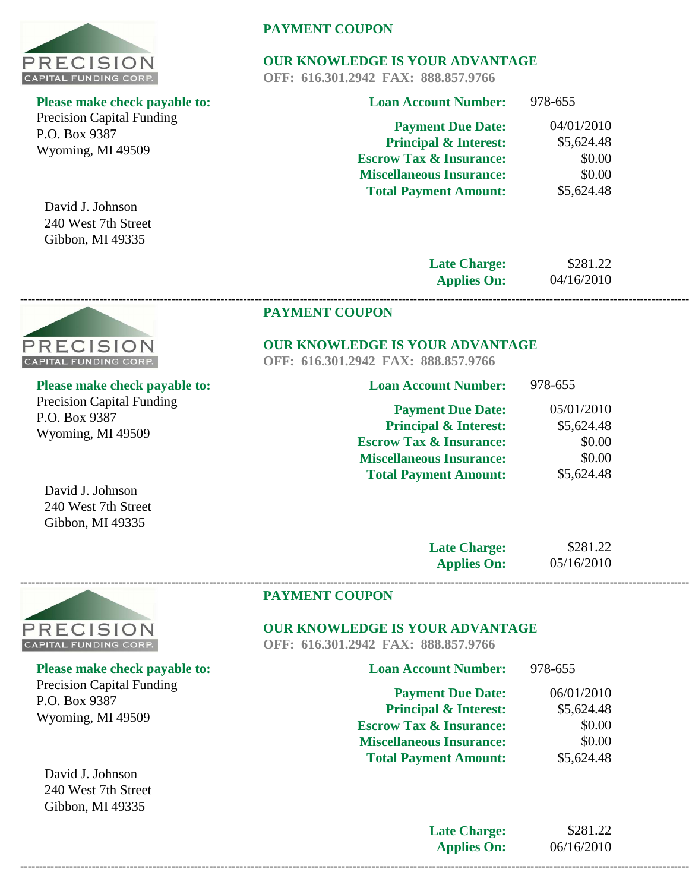PRECISION
CAPITAL FUNDING CORP.

**PAYMENT COUPON**

**OUR KNOWLEDGE IS YOUR ADVANTAGE**
**OFF: 616.301.2942 FAX: 888.857.9766**

**Please make check payable to:**
Precision Capital Funding
P.O. Box 9387
Wyoming, MI 49509

David J. Johnson
240 West 7th Street
Gibbon, MI 49335

| | |
|---|---|
| **Loan Account Number:** | 978-655 |
| **Payment Due Date:** | 04/01/2010 |
| **Principal & Interest:** | $5,624.48 |
| **Escrow Tax & Insurance:** | $0.00 |
| **Miscellaneous Insurance:** | $0.00 |
| **Total Payment Amount:** | $5,624.48 |
| **Late Charge:** | $281.22 |
| **Applies On:** | 04/16/2010 |

---

PRECISION
CAPITAL FUNDING CORP.

**PAYMENT COUPON**

**OUR KNOWLEDGE IS YOUR ADVANTAGE**
**OFF: 616.301.2942 FAX: 888.857.9766**

**Please make check payable to:**
Precision Capital Funding
P.O. Box 9387
Wyoming, MI 49509

David J. Johnson
240 West 7th Street
Gibbon, MI 49335

| | |
|---|---|
| **Loan Account Number:** | 978-655 |
| **Payment Due Date:** | 05/01/2010 |
| **Principal & Interest:** | $5,624.48 |
| **Escrow Tax & Insurance:** | $0.00 |
| **Miscellaneous Insurance:** | $0.00 |
| **Total Payment Amount:** | $5,624.48 |
| **Late Charge:** | $281.22 |
| **Applies On:** | 05/16/2010 |

---

PRECISION
CAPITAL FUNDING CORP.

**PAYMENT COUPON**

**OUR KNOWLEDGE IS YOUR ADVANTAGE**
**OFF: 616.301.2942 FAX: 888.857.9766**

**Please make check payable to:**
Precision Capital Funding
P.O. Box 9387
Wyoming, MI 49509

David J. Johnson
240 West 7th Street
Gibbon, MI 49335

| | |
|---|---|
| **Loan Account Number:** | 978-655 |
| **Payment Due Date:** | 06/01/2010 |
| **Principal & Interest:** | $5,624.48 |
| **Escrow Tax & Insurance:** | $0.00 |
| **Miscellaneous Insurance:** | $0.00 |
| **Total Payment Amount:** | $5,624.48 |
| **Late Charge:** | $281.22 |
| **Applies On:** | 06/16/2010 |

---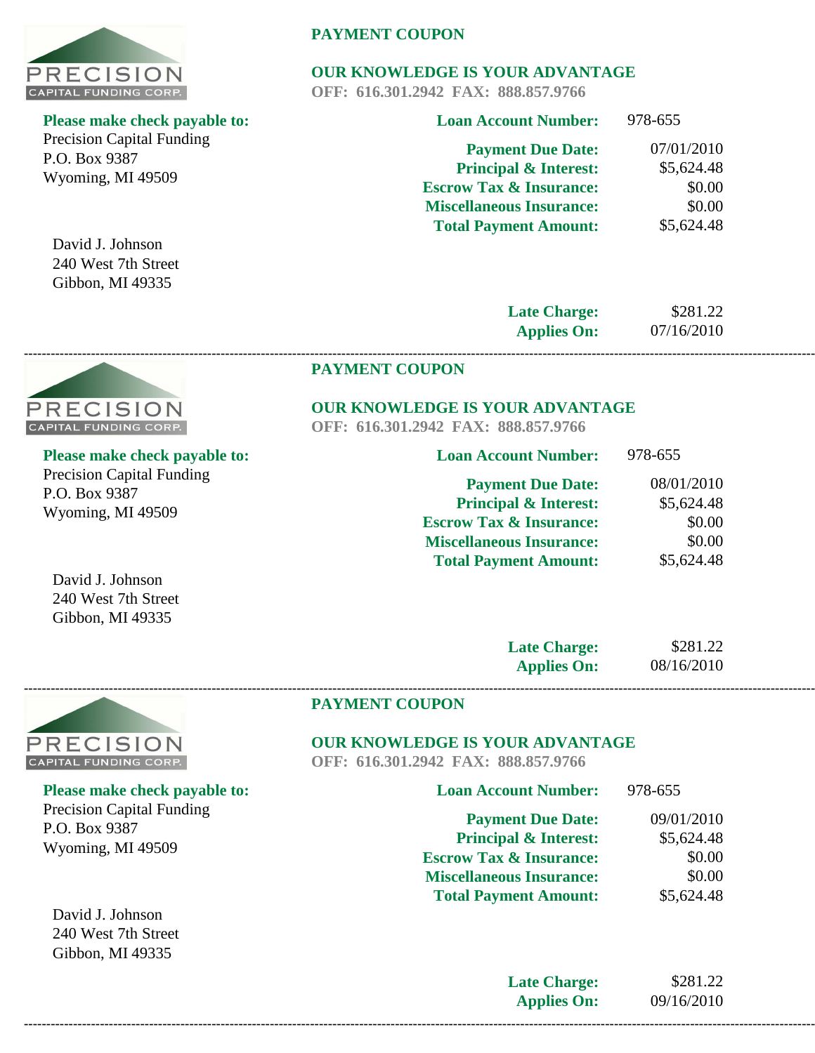PRECISION
CAPITAL FUNDING CORP.

## PAYMENT COUPON

**OUR KNOWLEDGE IS YOUR ADVANTAGE**
**OFF: 616.301.2942 FAX: 888.857.9766**

**Please make check payable to:**
Precision Capital Funding
P.O. Box 9387
Wyoming, MI 49509

David J. Johnson
240 West 7th Street
Gibbon, MI 49335

| | |
|---|---|
| **Loan Account Number:** | 978-655 |
| **Payment Due Date:** | 07/01/2010 |
| **Principal & Interest:** | $5,624.48 |
| **Escrow Tax & Insurance:** | $0.00 |
| **Miscellaneous Insurance:** | $0.00 |
| **Total Payment Amount:** | $5,624.48 |
| **Late Charge:** | $281.22 |
| **Applies On:** | 07/16/2010 |

---

PRECISION
CAPITAL FUNDING CORP.

## PAYMENT COUPON

**OUR KNOWLEDGE IS YOUR ADVANTAGE**
**OFF: 616.301.2942 FAX: 888.857.9766**

**Please make check payable to:**
Precision Capital Funding
P.O. Box 9387
Wyoming, MI 49509

David J. Johnson
240 West 7th Street
Gibbon, MI 49335

| | |
|---|---|
| **Loan Account Number:** | 978-655 |
| **Payment Due Date:** | 08/01/2010 |
| **Principal & Interest:** | $5,624.48 |
| **Escrow Tax & Insurance:** | $0.00 |
| **Miscellaneous Insurance:** | $0.00 |
| **Total Payment Amount:** | $5,624.48 |
| **Late Charge:** | $281.22 |
| **Applies On:** | 08/16/2010 |

---

PRECISION
CAPITAL FUNDING CORP.

## PAYMENT COUPON

**OUR KNOWLEDGE IS YOUR ADVANTAGE**
**OFF: 616.301.2942 FAX: 888.857.9766**

**Please make check payable to:**
Precision Capital Funding
P.O. Box 9387
Wyoming, MI 49509

David J. Johnson
240 West 7th Street
Gibbon, MI 49335

| | |
|---|---|
| **Loan Account Number:** | 978-655 |
| **Payment Due Date:** | 09/01/2010 |
| **Principal & Interest:** | $5,624.48 |
| **Escrow Tax & Insurance:** | $0.00 |
| **Miscellaneous Insurance:** | $0.00 |
| **Total Payment Amount:** | $5,624.48 |
| **Late Charge:** | $281.22 |
| **Applies On:** | 09/16/2010 |

---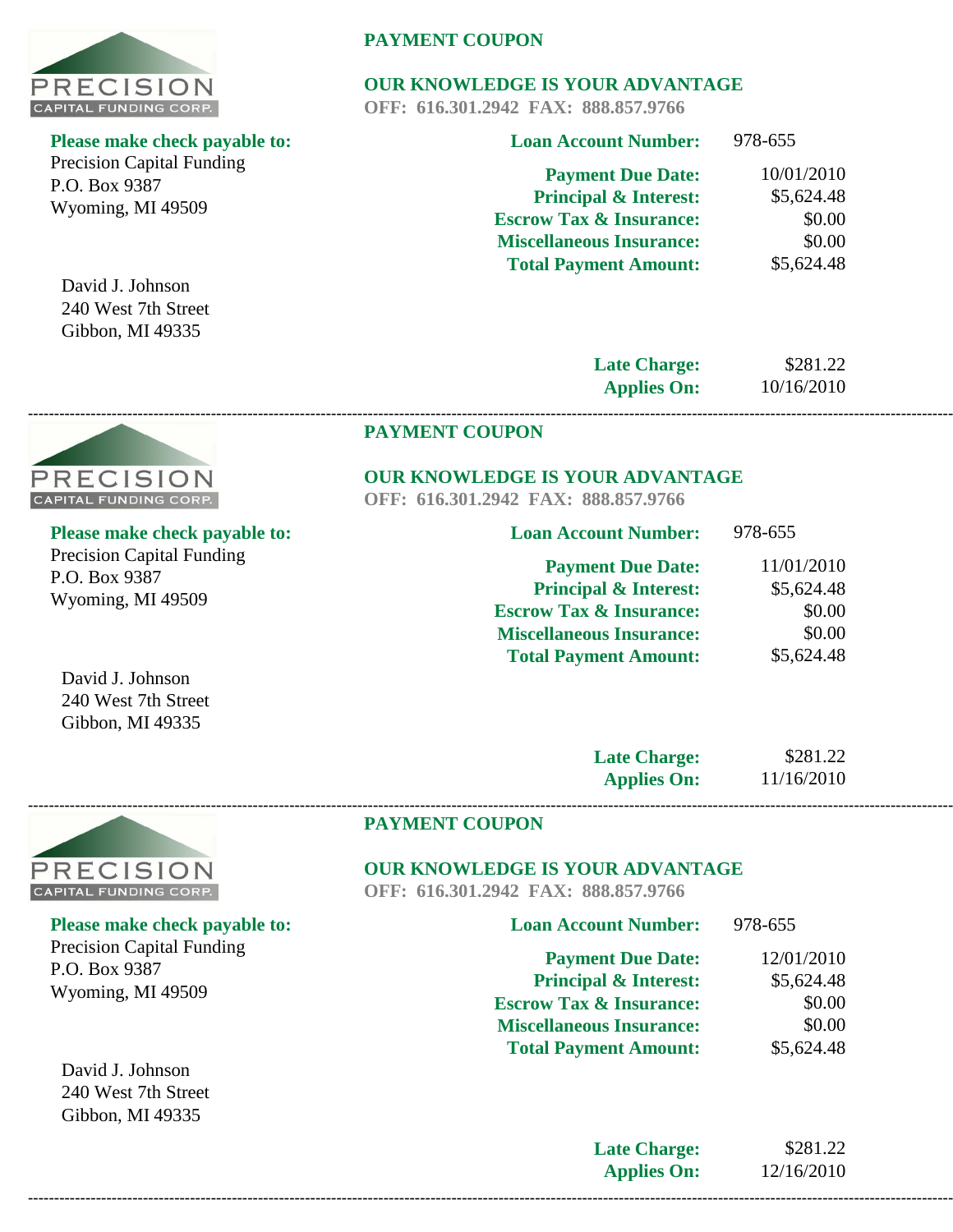PRECISION
CAPITAL FUNDING CORP.

## PAYMENT COUPON

**OUR KNOWLEDGE IS YOUR ADVANTAGE**
**OFF: 616.301.2942 FAX: 888.857.9766**

**Please make check payable to:**
Precision Capital Funding
P.O. Box 9387
Wyoming, MI 49509

David J. Johnson
240 West 7th Street
Gibbon, MI 49335

| | |
|---|---|
| **Loan Account Number:** | 978-655 |
| **Payment Due Date:** | 10/01/2010 |
| **Principal & Interest:** | $5,624.48 |
| **Escrow Tax & Insurance:** | $0.00 |
| **Miscellaneous Insurance:** | $0.00 |
| **Total Payment Amount:** | $5,624.48 |
| **Late Charge:** | $281.22 |
| **Applies On:** | 10/16/2010 |

---

PRECISION
CAPITAL FUNDING CORP.

## PAYMENT COUPON

**OUR KNOWLEDGE IS YOUR ADVANTAGE**
**OFF: 616.301.2942 FAX: 888.857.9766**

**Please make check payable to:**
Precision Capital Funding
P.O. Box 9387
Wyoming, MI 49509

David J. Johnson
240 West 7th Street
Gibbon, MI 49335

| | |
|---|---|
| **Loan Account Number:** | 978-655 |
| **Payment Due Date:** | 11/01/2010 |
| **Principal & Interest:** | $5,624.48 |
| **Escrow Tax & Insurance:** | $0.00 |
| **Miscellaneous Insurance:** | $0.00 |
| **Total Payment Amount:** | $5,624.48 |
| **Late Charge:** | $281.22 |
| **Applies On:** | 11/16/2010 |

---

PRECISION
CAPITAL FUNDING CORP.

## PAYMENT COUPON

**OUR KNOWLEDGE IS YOUR ADVANTAGE**
**OFF: 616.301.2942 FAX: 888.857.9766**

**Please make check payable to:**
Precision Capital Funding
P.O. Box 9387
Wyoming, MI 49509

David J. Johnson
240 West 7th Street
Gibbon, MI 49335

| | |
|---|---|
| **Loan Account Number:** | 978-655 |
| **Payment Due Date:** | 12/01/2010 |
| **Principal & Interest:** | $5,624.48 |
| **Escrow Tax & Insurance:** | $0.00 |
| **Miscellaneous Insurance:** | $0.00 |
| **Total Payment Amount:** | $5,624.48 |
| **Late Charge:** | $281.22 |
| **Applies On:** | 12/16/2010 |

---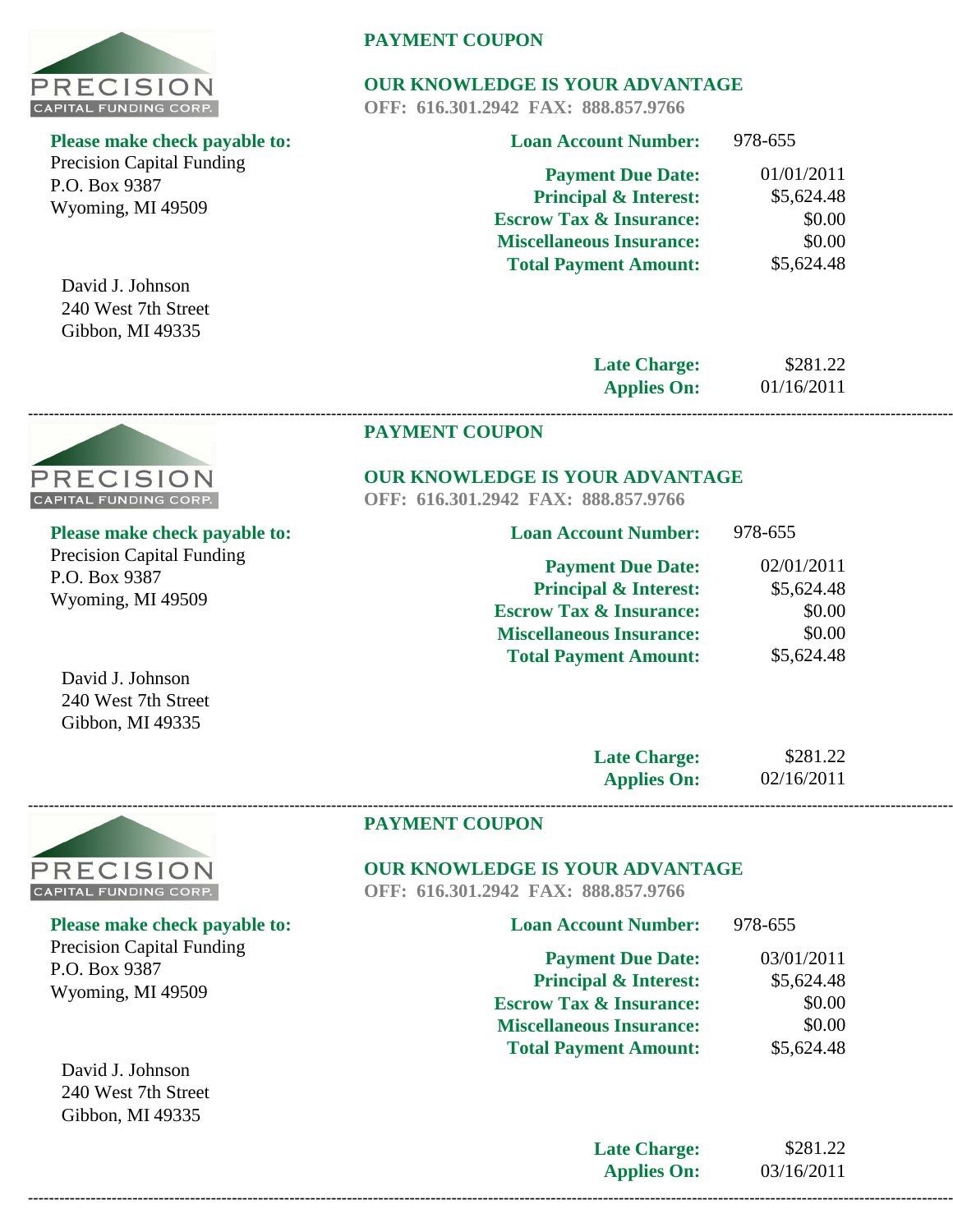PRECISION
CAPITAL FUNDING CORP.

**PAYMENT COUPON**

**OUR KNOWLEDGE IS YOUR ADVANTAGE**
**OFF: 616.301.2942 FAX: 888.857.9766**

**Please make check payable to:**
Precision Capital Funding
P.O. Box 9387
Wyoming, MI 49509

David J. Johnson
240 West 7th Street
Gibbon, MI 49335

| | |
|---|---|
| **Loan Account Number:** | 978-655 |
| **Payment Due Date:** | 01/01/2011 |
| **Principal & Interest:** | $5,624.48 |
| **Escrow Tax & Insurance:** | $0.00 |
| **Miscellaneous Insurance:** | $0.00 |
| **Total Payment Amount:** | $5,624.48 |
| **Late Charge:** | $281.22 |
| **Applies On:** | 01/16/2011 |

---

PRECISION
CAPITAL FUNDING CORP.

**PAYMENT COUPON**

**OUR KNOWLEDGE IS YOUR ADVANTAGE**
**OFF: 616.301.2942 FAX: 888.857.9766**

**Please make check payable to:**
Precision Capital Funding
P.O. Box 9387
Wyoming, MI 49509

David J. Johnson
240 West 7th Street
Gibbon, MI 49335

| | |
|---|---|
| **Loan Account Number:** | 978-655 |
| **Payment Due Date:** | 02/01/2011 |
| **Principal & Interest:** | $5,624.48 |
| **Escrow Tax & Insurance:** | $0.00 |
| **Miscellaneous Insurance:** | $0.00 |
| **Total Payment Amount:** | $5,624.48 |
| **Late Charge:** | $281.22 |
| **Applies On:** | 02/16/2011 |

---

PRECISION
CAPITAL FUNDING CORP.

**PAYMENT COUPON**

**OUR KNOWLEDGE IS YOUR ADVANTAGE**
**OFF: 616.301.2942 FAX: 888.857.9766**

**Please make check payable to:**
Precision Capital Funding
P.O. Box 9387
Wyoming, MI 49509

David J. Johnson
240 West 7th Street
Gibbon, MI 49335

| | |
|---|---|
| **Loan Account Number:** | 978-655 |
| **Payment Due Date:** | 03/01/2011 |
| **Principal & Interest:** | $5,624.48 |
| **Escrow Tax & Insurance:** | $0.00 |
| **Miscellaneous Insurance:** | $0.00 |
| **Total Payment Amount:** | $5,624.48 |
| **Late Charge:** | $281.22 |
| **Applies On:** | 03/16/2011 |

---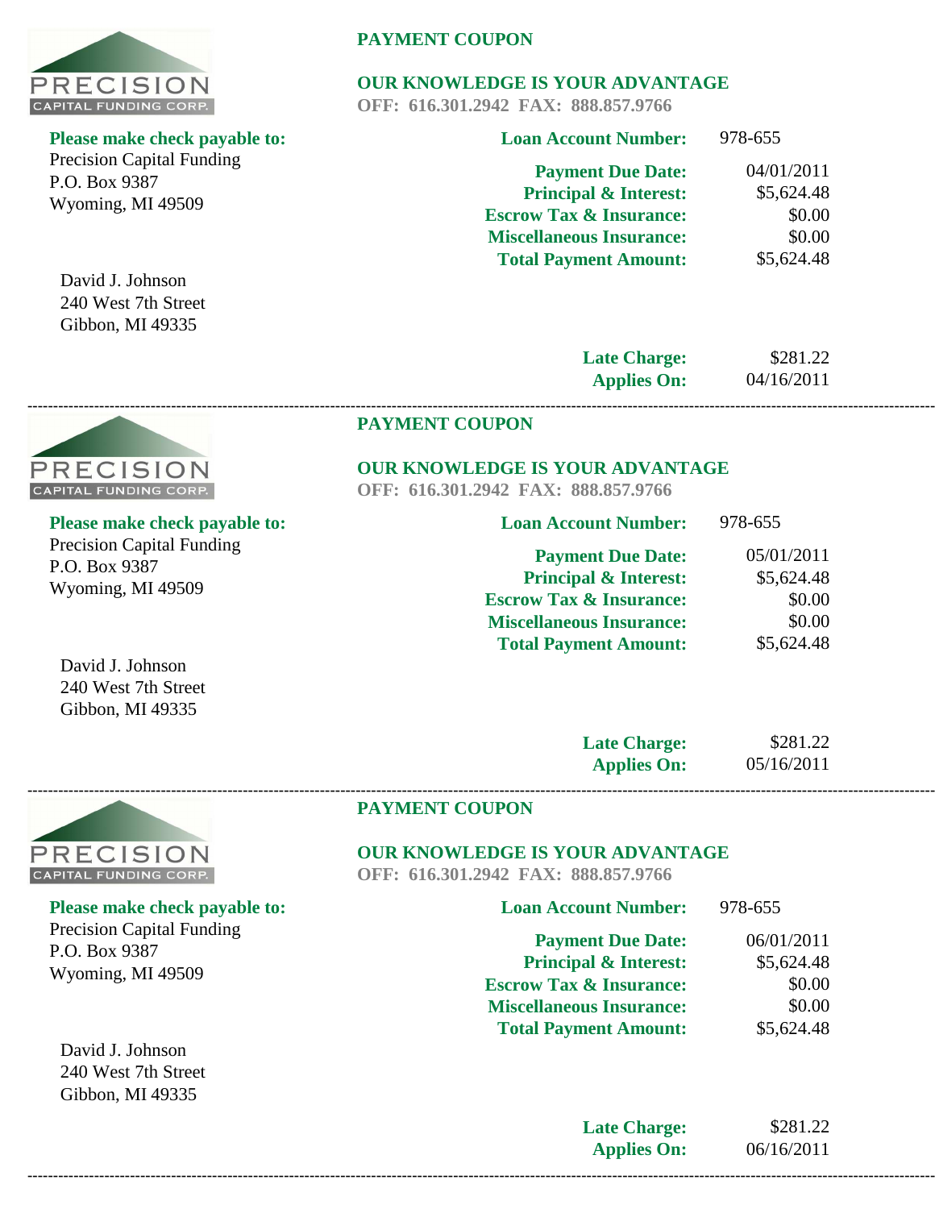PRECISION
CAPITAL FUNDING CORP.

**Please make check payable to:**
Precision Capital Funding
P.O. Box 9387
Wyoming, MI 49509

David J. Johnson
240 West 7th Street
Gibbon, MI 49335

**PAYMENT COUPON**

**OUR KNOWLEDGE IS YOUR ADVANTAGE**
**OFF: 616.301.2942 FAX: 888.857.9766**

| | |
|---|---|
| **Loan Account Number:** | 978-655 |
| **Payment Due Date:** | 04/01/2011 |
| **Principal & Interest:** | $5,624.48 |
| **Escrow Tax & Insurance:** | $0.00 |
| **Miscellaneous Insurance:** | $0.00 |
| **Total Payment Amount:** | $5,624.48 |
| **Late Charge:** | $281.22 |
| **Applies On:** | 04/16/2011 |

---

PRECISION
CAPITAL FUNDING CORP.

**Please make check payable to:**
Precision Capital Funding
P.O. Box 9387
Wyoming, MI 49509

David J. Johnson
240 West 7th Street
Gibbon, MI 49335

**PAYMENT COUPON**

**OUR KNOWLEDGE IS YOUR ADVANTAGE**
**OFF: 616.301.2942 FAX: 888.857.9766**

| | |
|---|---|
| **Loan Account Number:** | 978-655 |
| **Payment Due Date:** | 05/01/2011 |
| **Principal & Interest:** | $5,624.48 |
| **Escrow Tax & Insurance:** | $0.00 |
| **Miscellaneous Insurance:** | $0.00 |
| **Total Payment Amount:** | $5,624.48 |
| **Late Charge:** | $281.22 |
| **Applies On:** | 05/16/2011 |

---

PRECISION
CAPITAL FUNDING CORP.

**Please make check payable to:**
Precision Capital Funding
P.O. Box 9387
Wyoming, MI 49509

David J. Johnson
240 West 7th Street
Gibbon, MI 49335

**PAYMENT COUPON**

**OUR KNOWLEDGE IS YOUR ADVANTAGE**
**OFF: 616.301.2942 FAX: 888.857.9766**

| | |
|---|---|
| **Loan Account Number:** | 978-655 |
| **Payment Due Date:** | 06/01/2011 |
| **Principal & Interest:** | $5,624.48 |
| **Escrow Tax & Insurance:** | $0.00 |
| **Miscellaneous Insurance:** | $0.00 |
| **Total Payment Amount:** | $5,624.48 |
| **Late Charge:** | $281.22 |
| **Applies On:** | 06/16/2011 |

---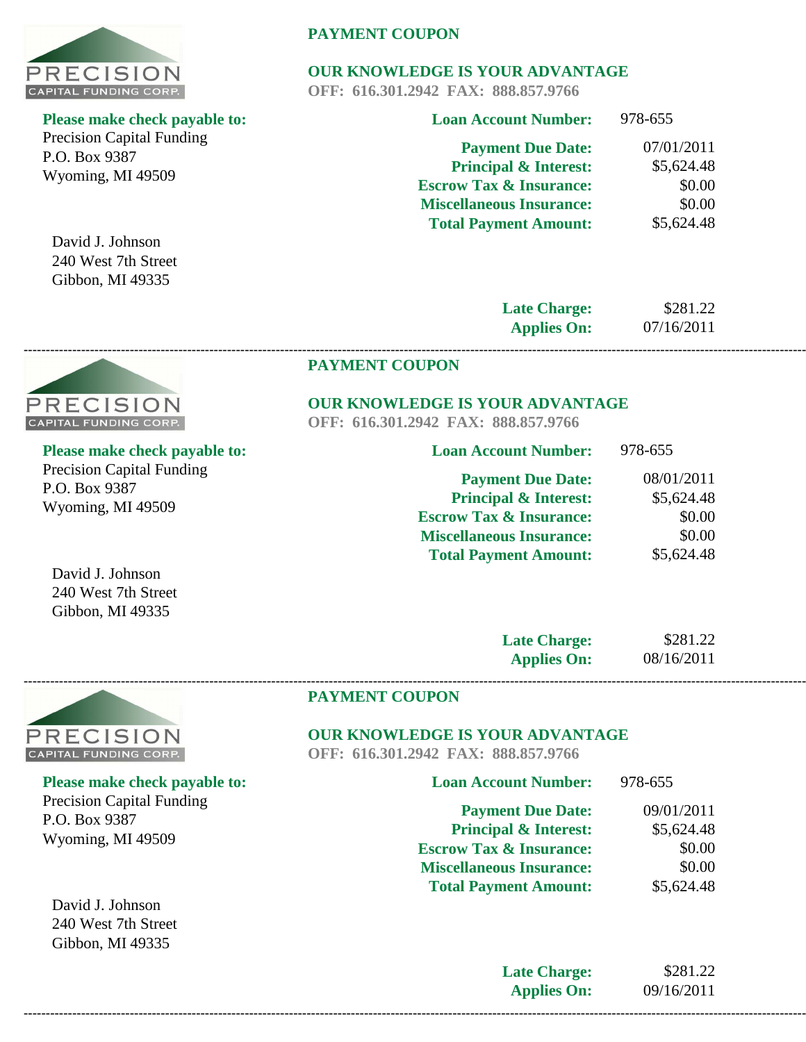PRECISION
CAPITAL FUNDING CORP.

**PAYMENT COUPON**

**OUR KNOWLEDGE IS YOUR ADVANTAGE**
**OFF: 616.301.2942 FAX: 888.857.9766**

**Please make check payable to:**
Precision Capital Funding
P.O. Box 9387
Wyoming, MI 49509

David J. Johnson
240 West 7th Street
Gibbon, MI 49335

| | |
|---|---|
| **Loan Account Number:** | 978-655 |
| **Payment Due Date:** | 07/01/2011 |
| **Principal & Interest:** | $5,624.48 |
| **Escrow Tax & Insurance:** | $0.00 |
| **Miscellaneous Insurance:** | $0.00 |
| **Total Payment Amount:** | $5,624.48 |
| **Late Charge:** | $281.22 |
| **Applies On:** | 07/16/2011 |

---

PRECISION
CAPITAL FUNDING CORP.

**PAYMENT COUPON**

**OUR KNOWLEDGE IS YOUR ADVANTAGE**
**OFF: 616.301.2942 FAX: 888.857.9766**

**Please make check payable to:**
Precision Capital Funding
P.O. Box 9387
Wyoming, MI 49509

David J. Johnson
240 West 7th Street
Gibbon, MI 49335

| | |
|---|---|
| **Loan Account Number:** | 978-655 |
| **Payment Due Date:** | 08/01/2011 |
| **Principal & Interest:** | $5,624.48 |
| **Escrow Tax & Insurance:** | $0.00 |
| **Miscellaneous Insurance:** | $0.00 |
| **Total Payment Amount:** | $5,624.48 |
| **Late Charge:** | $281.22 |
| **Applies On:** | 08/16/2011 |

---

PRECISION
CAPITAL FUNDING CORP.

**PAYMENT COUPON**

**OUR KNOWLEDGE IS YOUR ADVANTAGE**
**OFF: 616.301.2942 FAX: 888.857.9766**

**Please make check payable to:**
Precision Capital Funding
P.O. Box 9387
Wyoming, MI 49509

David J. Johnson
240 West 7th Street
Gibbon, MI 49335

| | |
|---|---|
| **Loan Account Number:** | 978-655 |
| **Payment Due Date:** | 09/01/2011 |
| **Principal & Interest:** | $5,624.48 |
| **Escrow Tax & Insurance:** | $0.00 |
| **Miscellaneous Insurance:** | $0.00 |
| **Total Payment Amount:** | $5,624.48 |
| **Late Charge:** | $281.22 |
| **Applies On:** | 09/16/2011 |

---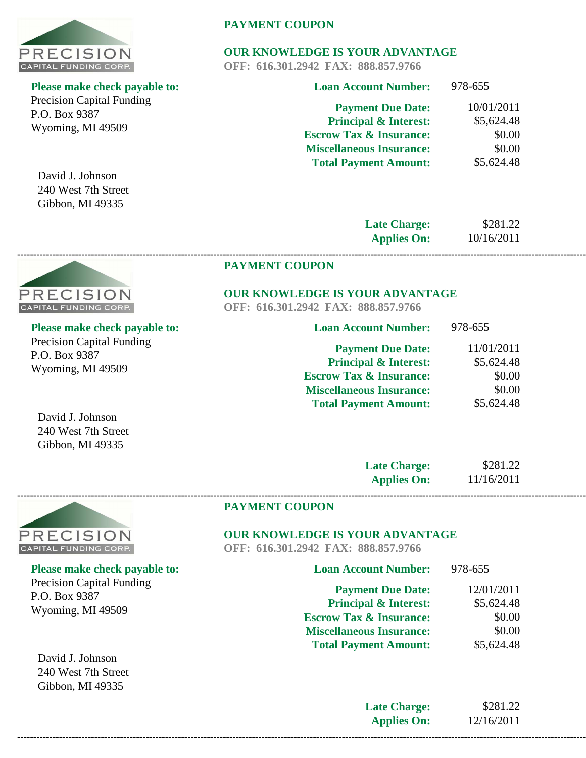PRECISION
CAPITAL FUNDING CORP.

**PAYMENT COUPON**

**OUR KNOWLEDGE IS YOUR ADVANTAGE**
**OFF: 616.301.2942 FAX: 888.857.9766**

**Please make check payable to:**
Precision Capital Funding
P.O. Box 9387
Wyoming, MI 49509

David J. Johnson
240 West 7th Street
Gibbon, MI 49335

| | |
|---|---|
| **Loan Account Number:** | 978-655 |
| **Payment Due Date:** | 10/01/2011 |
| **Principal & Interest:** | $5,624.48 |
| **Escrow Tax & Insurance:** | $0.00 |
| **Miscellaneous Insurance:** | $0.00 |
| **Total Payment Amount:** | $5,624.48 |
| **Late Charge:** | $281.22 |
| **Applies On:** | 10/16/2011 |

---

PRECISION
CAPITAL FUNDING CORP.

**PAYMENT COUPON**

**OUR KNOWLEDGE IS YOUR ADVANTAGE**
**OFF: 616.301.2942 FAX: 888.857.9766**

**Please make check payable to:**
Precision Capital Funding
P.O. Box 9387
Wyoming, MI 49509

David J. Johnson
240 West 7th Street
Gibbon, MI 49335

| | |
|---|---|
| **Loan Account Number:** | 978-655 |
| **Payment Due Date:** | 11/01/2011 |
| **Principal & Interest:** | $5,624.48 |
| **Escrow Tax & Insurance:** | $0.00 |
| **Miscellaneous Insurance:** | $0.00 |
| **Total Payment Amount:** | $5,624.48 |
| **Late Charge:** | $281.22 |
| **Applies On:** | 11/16/2011 |

---

PRECISION
CAPITAL FUNDING CORP.

**PAYMENT COUPON**

**OUR KNOWLEDGE IS YOUR ADVANTAGE**
**OFF: 616.301.2942 FAX: 888.857.9766**

**Please make check payable to:**
Precision Capital Funding
P.O. Box 9387
Wyoming, MI 49509

David J. Johnson
240 West 7th Street
Gibbon, MI 49335

| | |
|---|---|
| **Loan Account Number:** | 978-655 |
| **Payment Due Date:** | 12/01/2011 |
| **Principal & Interest:** | $5,624.48 |
| **Escrow Tax & Insurance:** | $0.00 |
| **Miscellaneous Insurance:** | $0.00 |
| **Total Payment Amount:** | $5,624.48 |
| **Late Charge:** | $281.22 |
| **Applies On:** | 12/16/2011 |

---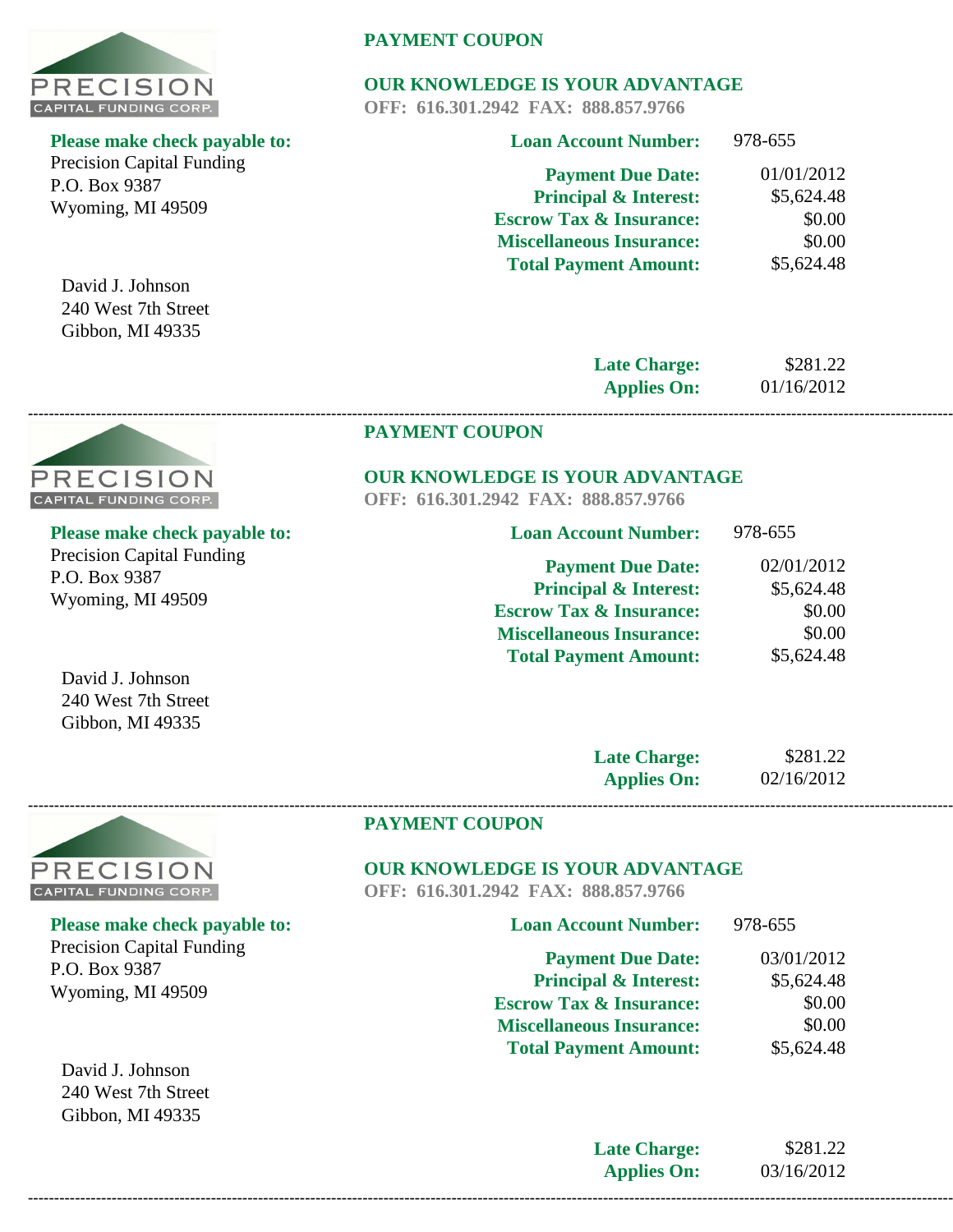PRECISION
CAPITAL FUNDING CORP.

**PAYMENT COUPON**

**OUR KNOWLEDGE IS YOUR ADVANTAGE**
**OFF: 616.301.2942 FAX: 888.857.9766**

**Please make check payable to:**
Precision Capital Funding
P.O. Box 9387
Wyoming, MI 49509

David J. Johnson
240 West 7th Street
Gibbon, MI 49335

| | |
|---|---|
| **Loan Account Number:** | 978-655 |
| **Payment Due Date:** | 01/01/2012 |
| **Principal & Interest:** | $5,624.48 |
| **Escrow Tax & Insurance:** | $0.00 |
| **Miscellaneous Insurance:** | $0.00 |
| **Total Payment Amount:** | $5,624.48 |
| **Late Charge:** | $281.22 |
| **Applies On:** | 01/16/2012 |

---

PRECISION
CAPITAL FUNDING CORP.

**PAYMENT COUPON**

**OUR KNOWLEDGE IS YOUR ADVANTAGE**
**OFF: 616.301.2942 FAX: 888.857.9766**

**Please make check payable to:**
Precision Capital Funding
P.O. Box 9387
Wyoming, MI 49509

David J. Johnson
240 West 7th Street
Gibbon, MI 49335

| | |
|---|---|
| **Loan Account Number:** | 978-655 |
| **Payment Due Date:** | 02/01/2012 |
| **Principal & Interest:** | $5,624.48 |
| **Escrow Tax & Insurance:** | $0.00 |
| **Miscellaneous Insurance:** | $0.00 |
| **Total Payment Amount:** | $5,624.48 |
| **Late Charge:** | $281.22 |
| **Applies On:** | 02/16/2012 |

---

PRECISION
CAPITAL FUNDING CORP.

**PAYMENT COUPON**

**OUR KNOWLEDGE IS YOUR ADVANTAGE**
**OFF: 616.301.2942 FAX: 888.857.9766**

**Please make check payable to:**
Precision Capital Funding
P.O. Box 9387
Wyoming, MI 49509

David J. Johnson
240 West 7th Street
Gibbon, MI 49335

| | |
|---|---|
| **Loan Account Number:** | 978-655 |
| **Payment Due Date:** | 03/01/2012 |
| **Principal & Interest:** | $5,624.48 |
| **Escrow Tax & Insurance:** | $0.00 |
| **Miscellaneous Insurance:** | $0.00 |
| **Total Payment Amount:** | $5,624.48 |
| **Late Charge:** | $281.22 |
| **Applies On:** | 03/16/2012 |

---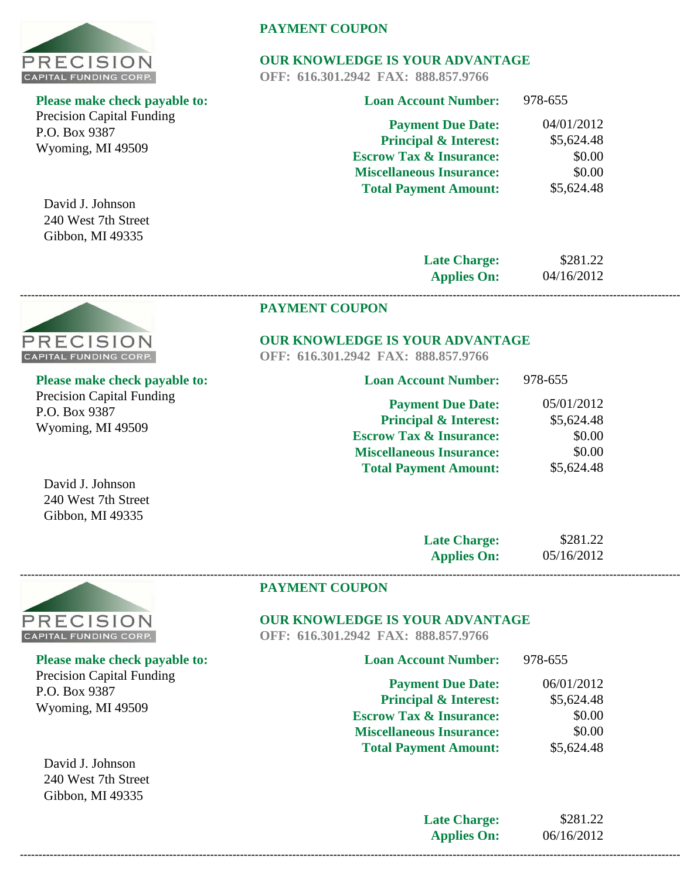PRECISION
CAPITAL FUNDING CORP.

**PAYMENT COUPON**

**OUR KNOWLEDGE IS YOUR ADVANTAGE**
**OFF: 616.301.2942 FAX: 888.857.9766**

**Please make check payable to:**
Precision Capital Funding
P.O. Box 9387
Wyoming, MI 49509

David J. Johnson
240 West 7th Street
Gibbon, MI 49335

| | |
|---|---|
| **Loan Account Number:** | 978-655 |
| **Payment Due Date:** | 04/01/2012 |
| **Principal & Interest:** | $5,624.48 |
| **Escrow Tax & Insurance:** | $0.00 |
| **Miscellaneous Insurance:** | $0.00 |
| **Total Payment Amount:** | $5,624.48 |
| **Late Charge:** | $281.22 |
| **Applies On:** | 04/16/2012 |

---

PRECISION
CAPITAL FUNDING CORP.

**PAYMENT COUPON**

**OUR KNOWLEDGE IS YOUR ADVANTAGE**
**OFF: 616.301.2942 FAX: 888.857.9766**

**Please make check payable to:**
Precision Capital Funding
P.O. Box 9387
Wyoming, MI 49509

David J. Johnson
240 West 7th Street
Gibbon, MI 49335

| | |
|---|---|
| **Loan Account Number:** | 978-655 |
| **Payment Due Date:** | 05/01/2012 |
| **Principal & Interest:** | $5,624.48 |
| **Escrow Tax & Insurance:** | $0.00 |
| **Miscellaneous Insurance:** | $0.00 |
| **Total Payment Amount:** | $5,624.48 |
| **Late Charge:** | $281.22 |
| **Applies On:** | 05/16/2012 |

---

PRECISION
CAPITAL FUNDING CORP.

**PAYMENT COUPON**

**OUR KNOWLEDGE IS YOUR ADVANTAGE**
**OFF: 616.301.2942 FAX: 888.857.9766**

**Please make check payable to:**
Precision Capital Funding
P.O. Box 9387
Wyoming, MI 49509

David J. Johnson
240 West 7th Street
Gibbon, MI 49335

| | |
|---|---|
| **Loan Account Number:** | 978-655 |
| **Payment Due Date:** | 06/01/2012 |
| **Principal & Interest:** | $5,624.48 |
| **Escrow Tax & Insurance:** | $0.00 |
| **Miscellaneous Insurance:** | $0.00 |
| **Total Payment Amount:** | $5,624.48 |
| **Late Charge:** | $281.22 |
| **Applies On:** | 06/16/2012 |

---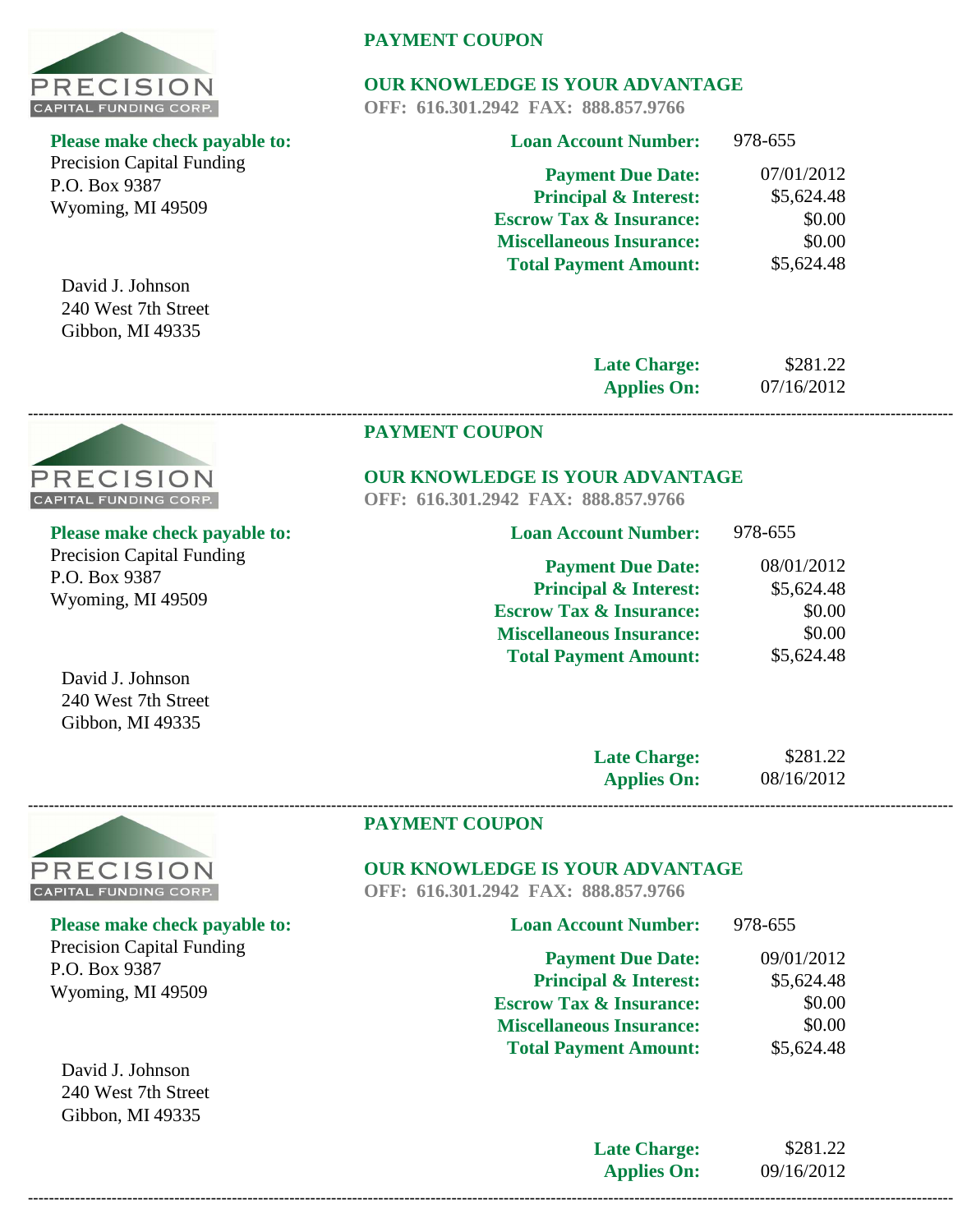PRECISION
CAPITAL FUNDING CORP.

**PAYMENT COUPON**

**OUR KNOWLEDGE IS YOUR ADVANTAGE**
**OFF: 616.301.2942 FAX: 888.857.9766**

**Please make check payable to:**
Precision Capital Funding
P.O. Box 9387
Wyoming, MI 49509

David J. Johnson
240 West 7th Street
Gibbon, MI 49335

| | |
|---|---|
| **Loan Account Number:** | 978-655 |
| **Payment Due Date:** | 07/01/2012 |
| **Principal & Interest:** | $5,624.48 |
| **Escrow Tax & Insurance:** | $0.00 |
| **Miscellaneous Insurance:** | $0.00 |
| **Total Payment Amount:** | $5,624.48 |
| **Late Charge:** | $281.22 |
| **Applies On:** | 07/16/2012 |

---

PRECISION
CAPITAL FUNDING CORP.

**PAYMENT COUPON**

**OUR KNOWLEDGE IS YOUR ADVANTAGE**
**OFF: 616.301.2942 FAX: 888.857.9766**

**Please make check payable to:**
Precision Capital Funding
P.O. Box 9387
Wyoming, MI 49509

David J. Johnson
240 West 7th Street
Gibbon, MI 49335

| | |
|---|---|
| **Loan Account Number:** | 978-655 |
| **Payment Due Date:** | 08/01/2012 |
| **Principal & Interest:** | $5,624.48 |
| **Escrow Tax & Insurance:** | $0.00 |
| **Miscellaneous Insurance:** | $0.00 |
| **Total Payment Amount:** | $5,624.48 |
| **Late Charge:** | $281.22 |
| **Applies On:** | 08/16/2012 |

---

PRECISION
CAPITAL FUNDING CORP.

**PAYMENT COUPON**

**OUR KNOWLEDGE IS YOUR ADVANTAGE**
**OFF: 616.301.2942 FAX: 888.857.9766**

**Please make check payable to:**
Precision Capital Funding
P.O. Box 9387
Wyoming, MI 49509

David J. Johnson
240 West 7th Street
Gibbon, MI 49335

| | |
|---|---|
| **Loan Account Number:** | 978-655 |
| **Payment Due Date:** | 09/01/2012 |
| **Principal & Interest:** | $5,624.48 |
| **Escrow Tax & Insurance:** | $0.00 |
| **Miscellaneous Insurance:** | $0.00 |
| **Total Payment Amount:** | $5,624.48 |
| **Late Charge:** | $281.22 |
| **Applies On:** | 09/16/2012 |

---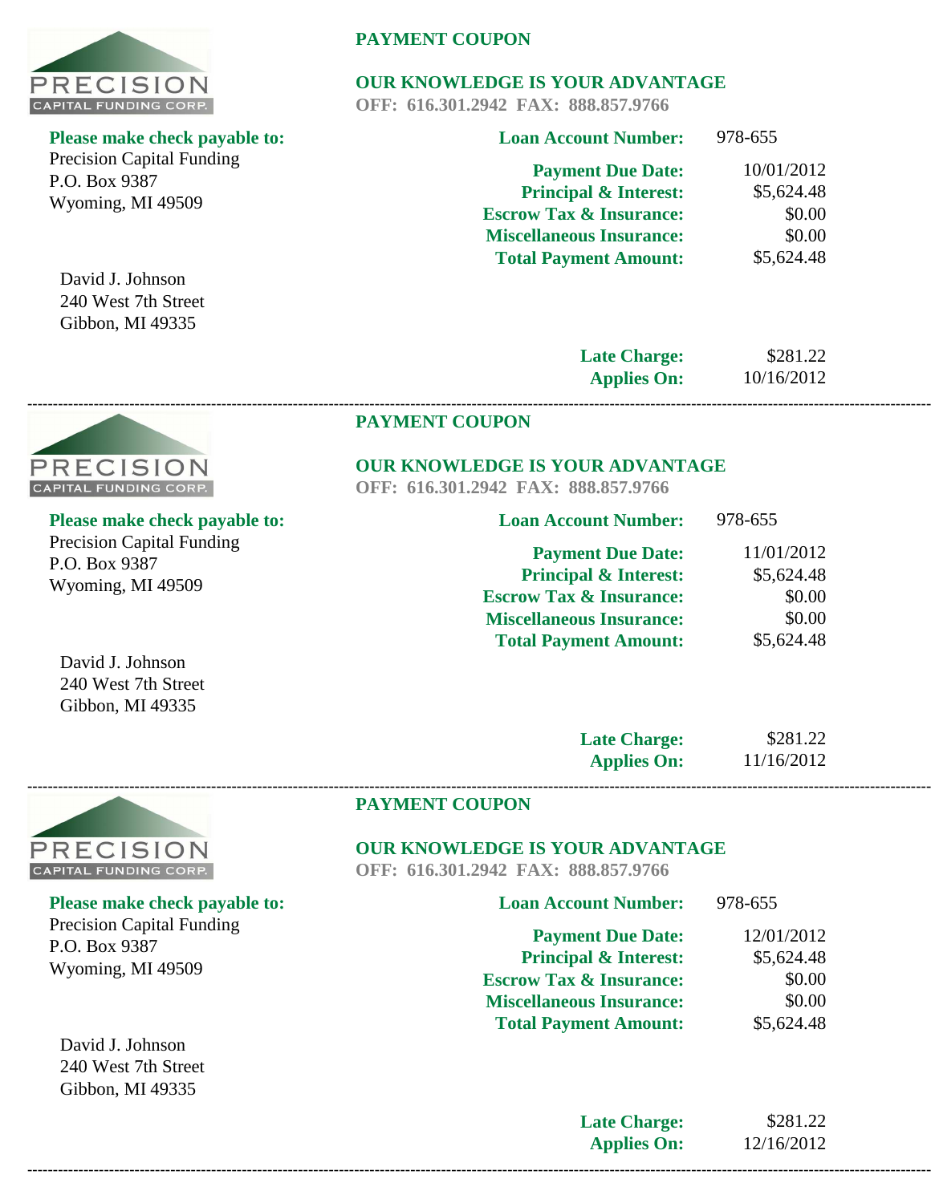PRECISION
CAPITAL FUNDING CORP.

**Please make check payable to:**
Precision Capital Funding
P.O. Box 9387
Wyoming, MI 49509

David J. Johnson
240 West 7th Street
Gibbon, MI 49335

**PAYMENT COUPON**

**OUR KNOWLEDGE IS YOUR ADVANTAGE**
**OFF: 616.301.2942 FAX: 888.857.9766**

| | |
|---|---|
| **Loan Account Number:** | 978-655 |
| **Payment Due Date:** | 10/01/2012 |
| **Principal & Interest:** | $5,624.48 |
| **Escrow Tax & Insurance:** | $0.00 |
| **Miscellaneous Insurance:** | $0.00 |
| **Total Payment Amount:** | $5,624.48 |
| **Late Charge:** | $281.22 |
| **Applies On:** | 10/16/2012 |

---

PRECISION
CAPITAL FUNDING CORP.

**Please make check payable to:**
Precision Capital Funding
P.O. Box 9387
Wyoming, MI 49509

David J. Johnson
240 West 7th Street
Gibbon, MI 49335

**PAYMENT COUPON**

**OUR KNOWLEDGE IS YOUR ADVANTAGE**
**OFF: 616.301.2942 FAX: 888.857.9766**

| | |
|---|---|
| **Loan Account Number:** | 978-655 |
| **Payment Due Date:** | 11/01/2012 |
| **Principal & Interest:** | $5,624.48 |
| **Escrow Tax & Insurance:** | $0.00 |
| **Miscellaneous Insurance:** | $0.00 |
| **Total Payment Amount:** | $5,624.48 |
| **Late Charge:** | $281.22 |
| **Applies On:** | 11/16/2012 |

---

PRECISION
CAPITAL FUNDING CORP.

**Please make check payable to:**
Precision Capital Funding
P.O. Box 9387
Wyoming, MI 49509

David J. Johnson
240 West 7th Street
Gibbon, MI 49335

**PAYMENT COUPON**

**OUR KNOWLEDGE IS YOUR ADVANTAGE**
**OFF: 616.301.2942 FAX: 888.857.9766**

| | |
|---|---|
| **Loan Account Number:** | 978-655 |
| **Payment Due Date:** | 12/01/2012 |
| **Principal & Interest:** | $5,624.48 |
| **Escrow Tax & Insurance:** | $0.00 |
| **Miscellaneous Insurance:** | $0.00 |
| **Total Payment Amount:** | $5,624.48 |
| **Late Charge:** | $281.22 |
| **Applies On:** | 12/16/2012 |

---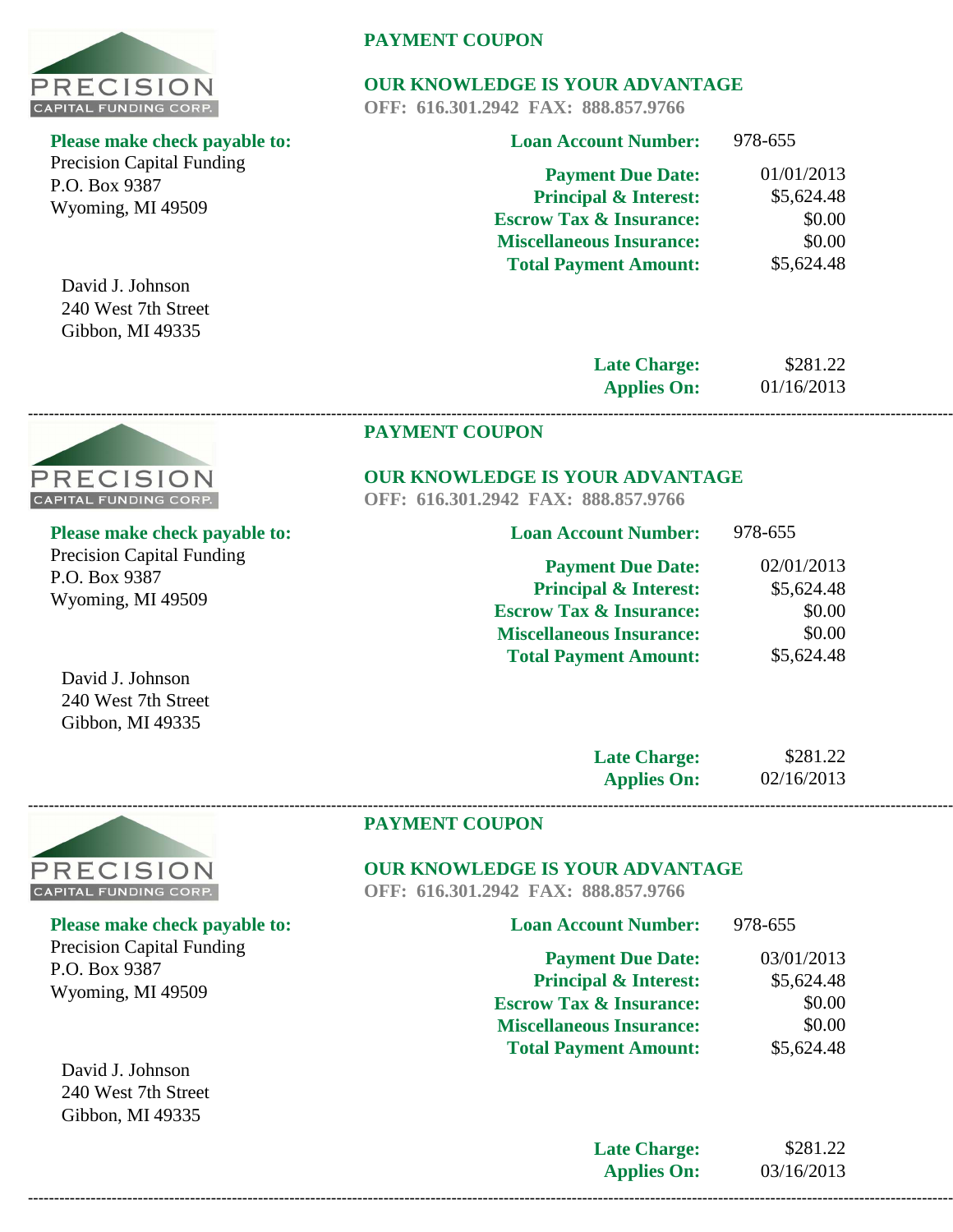PRECISION
CAPITAL FUNDING CORP.

**PAYMENT COUPON**

**OUR KNOWLEDGE IS YOUR ADVANTAGE**
**OFF: 616.301.2942 FAX: 888.857.9766**

**Please make check payable to:**
Precision Capital Funding
P.O. Box 9387
Wyoming, MI 49509

| | |
|---|---|
| **Loan Account Number:** | 978-655 |
| **Payment Due Date:** | 01/01/2013 |
| **Principal & Interest:** | $5,624.48 |
| **Escrow Tax & Insurance:** | $0.00 |
| **Miscellaneous Insurance:** | $0.00 |
| **Total Payment Amount:** | $5,624.48 |

David J. Johnson
240 West 7th Street
Gibbon, MI 49335

| | |
|---|---|
| **Late Charge:** | $281.22 |
| **Applies On:** | 01/16/2013 |

---

PRECISION
CAPITAL FUNDING CORP.

**PAYMENT COUPON**

**OUR KNOWLEDGE IS YOUR ADVANTAGE**
**OFF: 616.301.2942 FAX: 888.857.9766**

**Please make check payable to:**
Precision Capital Funding
P.O. Box 9387
Wyoming, MI 49509

| | |
|---|---|
| **Loan Account Number:** | 978-655 |
| **Payment Due Date:** | 02/01/2013 |
| **Principal & Interest:** | $5,624.48 |
| **Escrow Tax & Insurance:** | $0.00 |
| **Miscellaneous Insurance:** | $0.00 |
| **Total Payment Amount:** | $5,624.48 |

David J. Johnson
240 West 7th Street
Gibbon, MI 49335

| | |
|---|---|
| **Late Charge:** | $281.22 |
| **Applies On:** | 02/16/2013 |

---

PRECISION
CAPITAL FUNDING CORP.

**PAYMENT COUPON**

**OUR KNOWLEDGE IS YOUR ADVANTAGE**
**OFF: 616.301.2942 FAX: 888.857.9766**

**Please make check payable to:**
Precision Capital Funding
P.O. Box 9387
Wyoming, MI 49509

| | |
|---|---|
| **Loan Account Number:** | 978-655 |
| **Payment Due Date:** | 03/01/2013 |
| **Principal & Interest:** | $5,624.48 |
| **Escrow Tax & Insurance:** | $0.00 |
| **Miscellaneous Insurance:** | $0.00 |
| **Total Payment Amount:** | $5,624.48 |

David J. Johnson
240 West 7th Street
Gibbon, MI 49335

| | |
|---|---|
| **Late Charge:** | $281.22 |
| **Applies On:** | 03/16/2013 |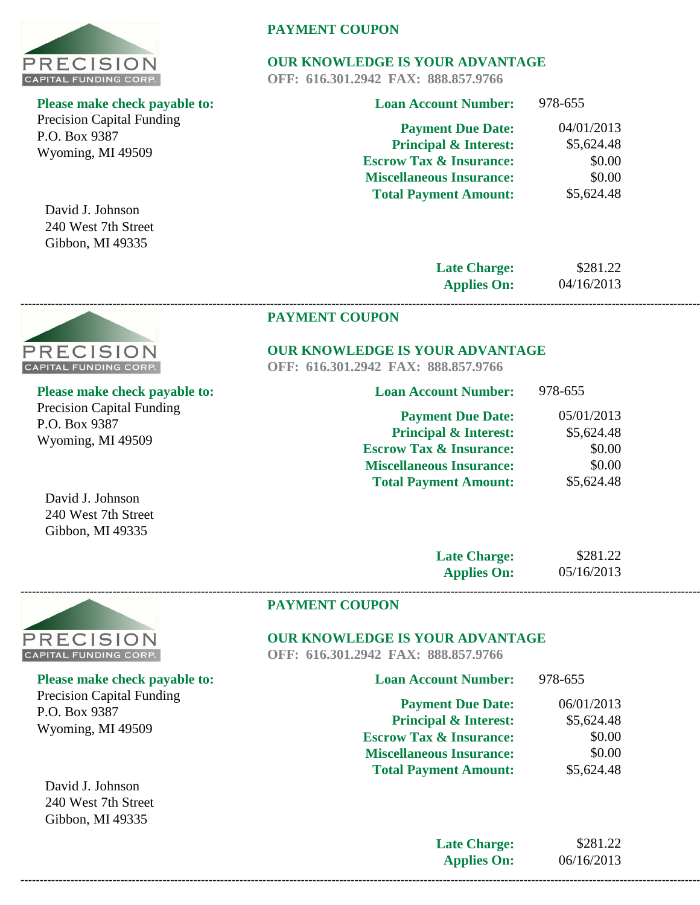PRECISION
CAPITAL FUNDING CORP.

**PAYMENT COUPON**

**OUR KNOWLEDGE IS YOUR ADVANTAGE**
**OFF: 616.301.2942 FAX: 888.857.9766**

**Please make check payable to:**
Precision Capital Funding
P.O. Box 9387
Wyoming, MI 49509

David J. Johnson
240 West 7th Street
Gibbon, MI 49335

| | |
|---|---|
| **Loan Account Number:** | 978-655 |
| **Payment Due Date:** | 04/01/2013 |
| **Principal & Interest:** | $5,624.48 |
| **Escrow Tax & Insurance:** | $0.00 |
| **Miscellaneous Insurance:** | $0.00 |
| **Total Payment Amount:** | $5,624.48 |
| **Late Charge:** | $281.22 |
| **Applies On:** | 04/16/2013 |

---

PRECISION
CAPITAL FUNDING CORP.

**PAYMENT COUPON**

**OUR KNOWLEDGE IS YOUR ADVANTAGE**
**OFF: 616.301.2942 FAX: 888.857.9766**

**Please make check payable to:**
Precision Capital Funding
P.O. Box 9387
Wyoming, MI 49509

David J. Johnson
240 West 7th Street
Gibbon, MI 49335

| | |
|---|---|
| **Loan Account Number:** | 978-655 |
| **Payment Due Date:** | 05/01/2013 |
| **Principal & Interest:** | $5,624.48 |
| **Escrow Tax & Insurance:** | $0.00 |
| **Miscellaneous Insurance:** | $0.00 |
| **Total Payment Amount:** | $5,624.48 |
| **Late Charge:** | $281.22 |
| **Applies On:** | 05/16/2013 |

---

PRECISION
CAPITAL FUNDING CORP.

**PAYMENT COUPON**

**OUR KNOWLEDGE IS YOUR ADVANTAGE**
**OFF: 616.301.2942 FAX: 888.857.9766**

**Please make check payable to:**
Precision Capital Funding
P.O. Box 9387
Wyoming, MI 49509

David J. Johnson
240 West 7th Street
Gibbon, MI 49335

| | |
|---|---|
| **Loan Account Number:** | 978-655 |
| **Payment Due Date:** | 06/01/2013 |
| **Principal & Interest:** | $5,624.48 |
| **Escrow Tax & Insurance:** | $0.00 |
| **Miscellaneous Insurance:** | $0.00 |
| **Total Payment Amount:** | $5,624.48 |
| **Late Charge:** | $281.22 |
| **Applies On:** | 06/16/2013 |

---